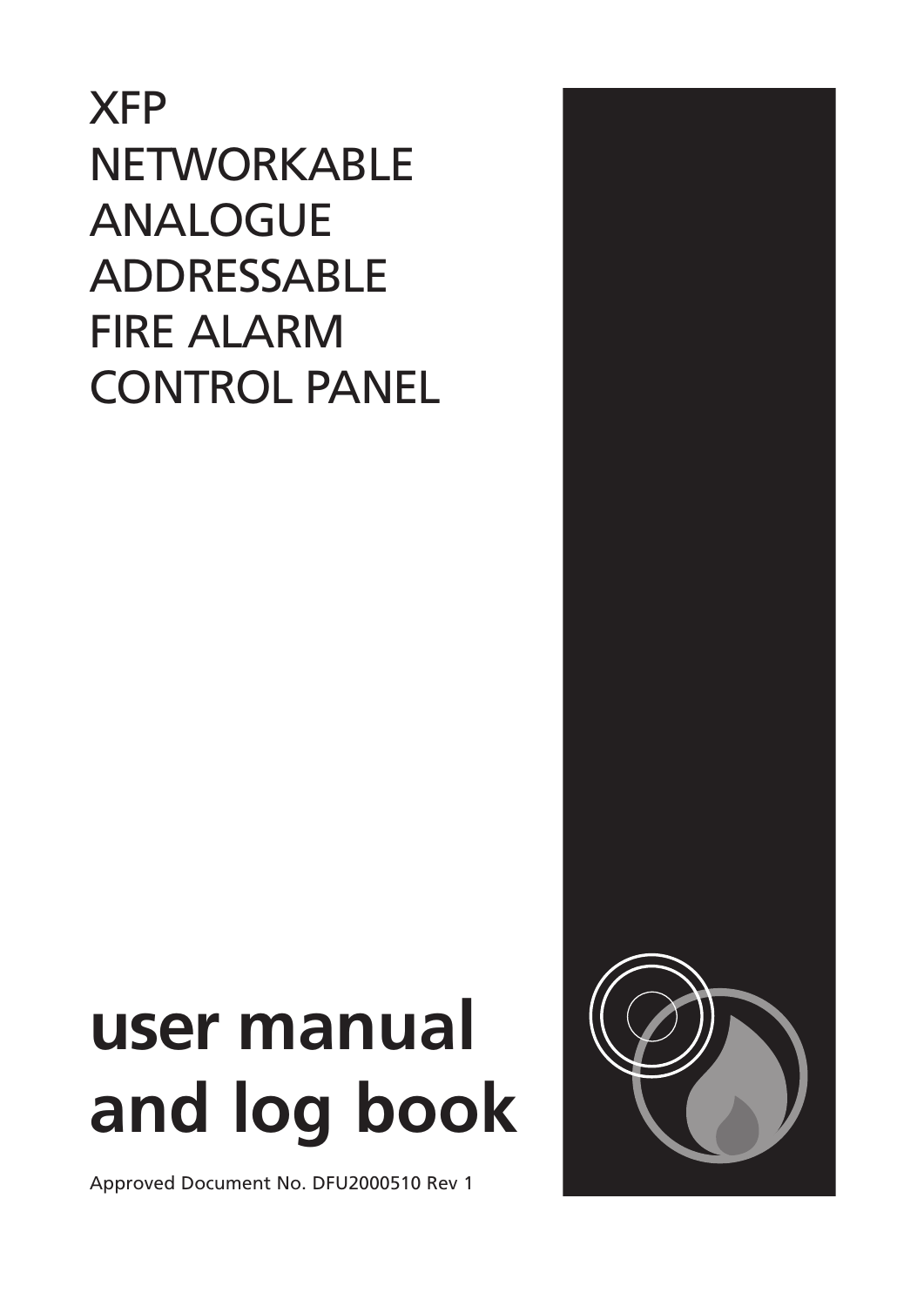# XFP NETWORKABLE ANALOGUE ADDRESSABLE FIRE ALARM CONTROL PANEL

# user manual and log book

Approved Document No. DFU2000510 Rev 1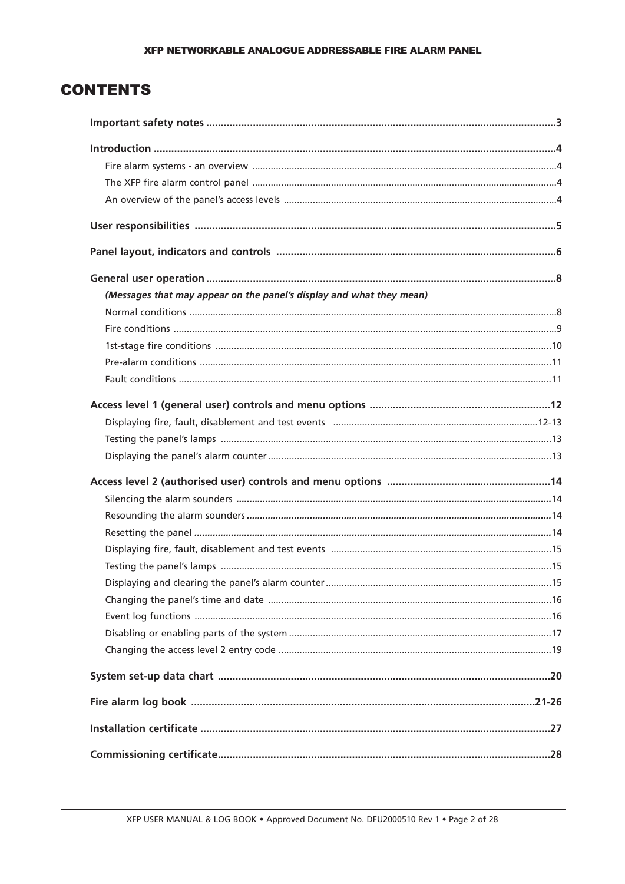# CONTENTS

**Important safety notes** ..... **3**

**Introduction** ..... **4**

- Fire alarm systems - an overview ..... 4
- The XFP fire alarm control panel ..... 4
- An overview of the panel's access levels ..... 4

**User responsibilities** ..... **5**

**Panel layout, indicators and controls** ..... **6**

**General user operation** ..... **8**

***(Messages that may appear on the panel's display and what they mean)***

- Normal conditions ..... 8
- Fire conditions ..... 9
- 1st-stage fire conditions ..... 10
- Pre-alarm conditions ..... 11
- Fault conditions ..... 11

**Access level 1 (general user) controls and menu options** ..... **12**

- Displaying fire, fault, disablement and test events ..... 12-13
- Testing the panel's lamps ..... 13
- Displaying the panel's alarm counter ..... 13

**Access level 2 (authorised user) controls and menu options** ..... **14**

- Silencing the alarm sounders ..... 14
- Resounding the alarm sounders ..... 14
- Resetting the panel ..... 14
- Displaying fire, fault, disablement and test events ..... 15
- Testing the panel's lamps ..... 15
- Displaying and clearing the panel's alarm counter ..... 15
- Changing the panel's time and date ..... 16
- Event log functions ..... 16
- Disabling or enabling parts of the system ..... 17
- Changing the access level 2 entry code ..... 19

**System set-up data chart** ..... **20**

**Fire alarm log book** ..... **21-26**

**Installation certificate** ..... **27**

**Commissioning certificate** ..... **28**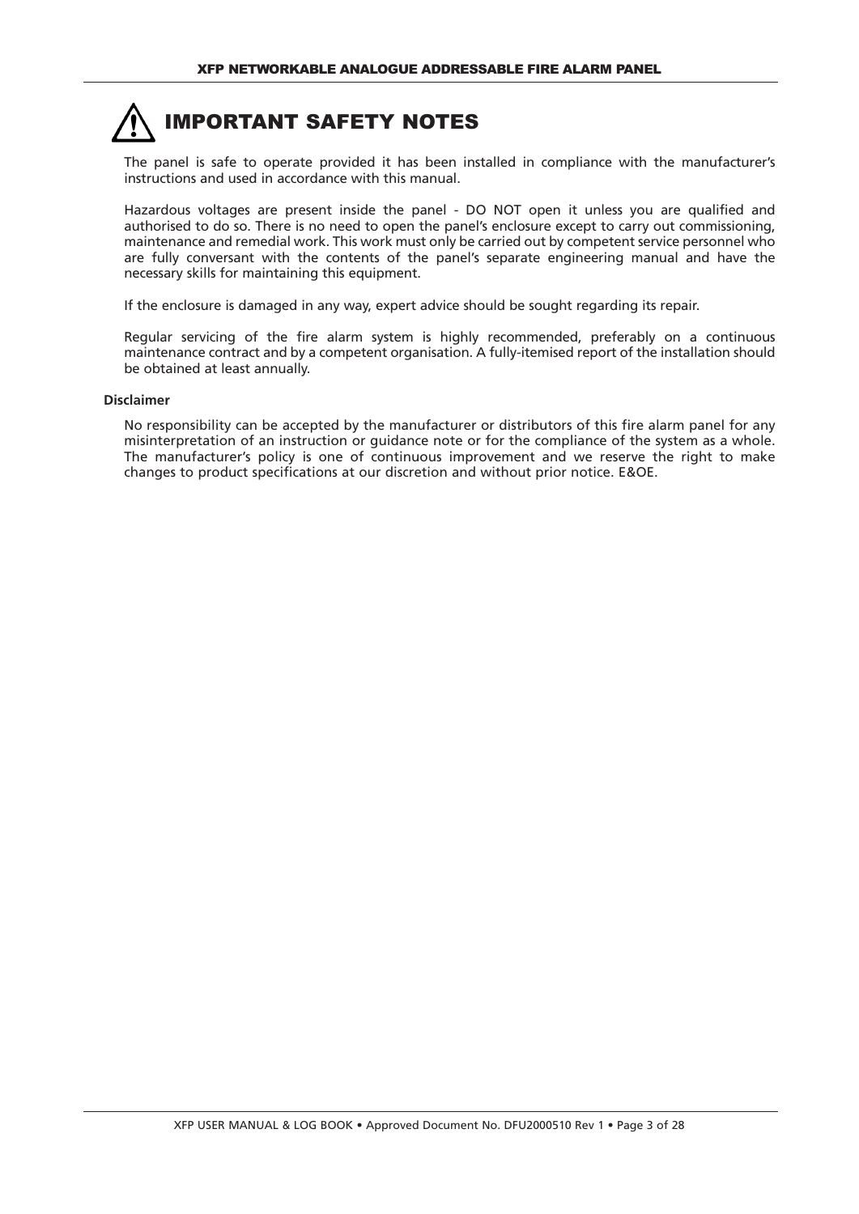# IMPORTANT SAFETY NOTES

The panel is safe to operate provided it has been installed in compliance with the manufacturer's instructions and used in accordance with this manual.

Hazardous voltages are present inside the panel - DO NOT open it unless you are qualified and authorised to do so. There is no need to open the panel's enclosure except to carry out commissioning, maintenance and remedial work. This work must only be carried out by competent service personnel who are fully conversant with the contents of the panel's separate engineering manual and have the necessary skills for maintaining this equipment.

If the enclosure is damaged in any way, expert advice should be sought regarding its repair.

Regular servicing of the fire alarm system is highly recommended, preferably on a continuous maintenance contract and by a competent organisation. A fully-itemised report of the installation should be obtained at least annually.

**Disclaimer**

No responsibility can be accepted by the manufacturer or distributors of this fire alarm panel for any misinterpretation of an instruction or guidance note or for the compliance of the system as a whole. The manufacturer's policy is one of continuous improvement and we reserve the right to make changes to product specifications at our discretion and without prior notice. E&OE.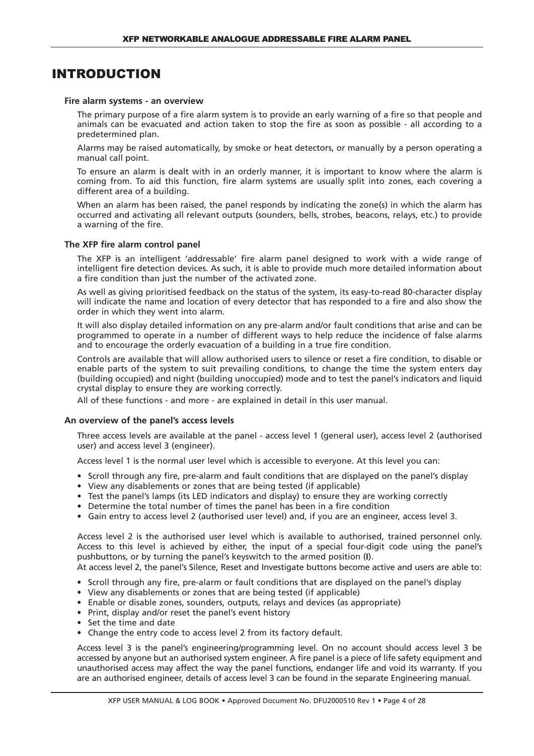# INTRODUCTION

### Fire alarm systems - an overview

The primary purpose of a fire alarm system is to provide an early warning of a fire so that people and animals can be evacuated and action taken to stop the fire as soon as possible - all according to a predetermined plan.

Alarms may be raised automatically, by smoke or heat detectors, or manually by a person operating a manual call point.

To ensure an alarm is dealt with in an orderly manner, it is important to know where the alarm is coming from. To aid this function, fire alarm systems are usually split into zones, each covering a different area of a building.

When an alarm has been raised, the panel responds by indicating the zone(s) in which the alarm has occurred and activating all relevant outputs (sounders, bells, strobes, beacons, relays, etc.) to provide a warning of the fire.

### The XFP fire alarm control panel

The XFP is an intelligent 'addressable' fire alarm panel designed to work with a wide range of intelligent fire detection devices. As such, it is able to provide much more detailed information about a fire condition than just the number of the activated zone.

As well as giving prioritised feedback on the status of the system, its easy-to-read 80-character display will indicate the name and location of every detector that has responded to a fire and also show the order in which they went into alarm.

It will also display detailed information on any pre-alarm and/or fault conditions that arise and can be programmed to operate in a number of different ways to help reduce the incidence of false alarms and to encourage the orderly evacuation of a building in a true fire condition.

Controls are available that will allow authorised users to silence or reset a fire condition, to disable or enable parts of the system to suit prevailing conditions, to change the time the system enters day (building occupied) and night (building unoccupied) mode and to test the panel's indicators and liquid crystal display to ensure they are working correctly.

All of these functions - and more - are explained in detail in this user manual.

### An overview of the panel's access levels

Three access levels are available at the panel - access level 1 (general user), access level 2 (authorised user) and access level 3 (engineer).

Access level 1 is the normal user level which is accessible to everyone. At this level you can:

- Scroll through any fire, pre-alarm and fault conditions that are displayed on the panel's display
- View any disablements or zones that are being tested (if applicable)
- Test the panel's lamps (its LED indicators and display) to ensure they are working correctly
- Determine the total number of times the panel has been in a fire condition
- Gain entry to access level 2 (authorised user level) and, if you are an engineer, access level 3.

Access level 2 is the authorised user level which is available to authorised, trained personnel only. Access to this level is achieved by either, the input of a special four-digit code using the panel's pushbuttons, or by turning the panel's keyswitch to the armed position (**I**).

At access level 2, the panel's Silence, Reset and Investigate buttons become active and users are able to:

- Scroll through any fire, pre-alarm or fault conditions that are displayed on the panel's display
- View any disablements or zones that are being tested (if applicable)
- Enable or disable zones, sounders, outputs, relays and devices (as appropriate)
- Print, display and/or reset the panel's event history
- Set the time and date
- Change the entry code to access level 2 from its factory default.

Access level 3 is the panel's engineering/programming level. On no account should access level 3 be accessed by anyone but an authorised system engineer. A fire panel is a piece of life safety equipment and unauthorised access may affect the way the panel functions, endanger life and void its warranty. If you are an authorised engineer, details of access level 3 can be found in the separate Engineering manual.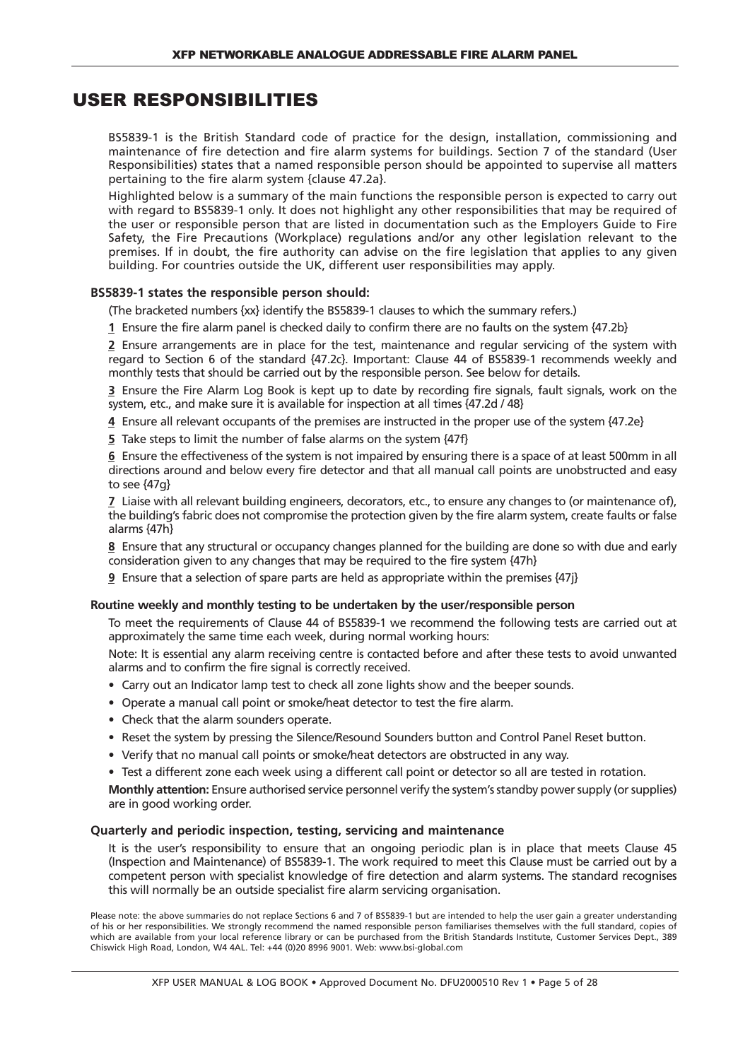# USER RESPONSIBILITIES

BS5839-1 is the British Standard code of practice for the design, installation, commissioning and maintenance of fire detection and fire alarm systems for buildings. Section 7 of the standard (User Responsibilities) states that a named responsible person should be appointed to supervise all matters pertaining to the fire alarm system {clause 47.2a}.

Highlighted below is a summary of the main functions the responsible person is expected to carry out with regard to BS5839-1 only. It does not highlight any other responsibilities that may be required of the user or responsible person that are listed in documentation such as the Employers Guide to Fire Safety, the Fire Precautions (Workplace) regulations and/or any other legislation relevant to the premises. If in doubt, the fire authority can advise on the fire legislation that applies to any given building. For countries outside the UK, different user responsibilities may apply.

### BS5839-1 states the responsible person should:

(The bracketed numbers {xx} identify the BS5839-1 clauses to which the summary refers.)

**1** Ensure the fire alarm panel is checked daily to confirm there are no faults on the system {47.2b}

**2** Ensure arrangements are in place for the test, maintenance and regular servicing of the system with regard to Section 6 of the standard {47.2c}. Important: Clause 44 of BS5839-1 recommends weekly and monthly tests that should be carried out by the responsible person. See below for details.

**3** Ensure the Fire Alarm Log Book is kept up to date by recording fire signals, fault signals, work on the system, etc., and make sure it is available for inspection at all times {47.2d / 48}

**4** Ensure all relevant occupants of the premises are instructed in the proper use of the system {47.2e}

**5** Take steps to limit the number of false alarms on the system {47f}

**6** Ensure the effectiveness of the system is not impaired by ensuring there is a space of at least 500mm in all directions around and below every fire detector and that all manual call points are unobstructed and easy to see {47g}

**7** Liaise with all relevant building engineers, decorators, etc., to ensure any changes to (or maintenance of), the building's fabric does not compromise the protection given by the fire alarm system, create faults or false alarms {47h}

**8** Ensure that any structural or occupancy changes planned for the building are done so with due and early consideration given to any changes that may be required to the fire system {47h}

**9** Ensure that a selection of spare parts are held as appropriate within the premises {47j}

### Routine weekly and monthly testing to be undertaken by the user/responsible person

To meet the requirements of Clause 44 of BS5839-1 we recommend the following tests are carried out at approximately the same time each week, during normal working hours:

Note: It is essential any alarm receiving centre is contacted before and after these tests to avoid unwanted alarms and to confirm the fire signal is correctly received.

- Carry out an Indicator lamp test to check all zone lights show and the beeper sounds.
- Operate a manual call point or smoke/heat detector to test the fire alarm.
- Check that the alarm sounders operate.
- Reset the system by pressing the Silence/Resound Sounders button and Control Panel Reset button.
- Verify that no manual call points or smoke/heat detectors are obstructed in any way.
- Test a different zone each week using a different call point or detector so all are tested in rotation.

**Monthly attention:** Ensure authorised service personnel verify the system's standby power supply (or supplies) are in good working order.

### Quarterly and periodic inspection, testing, servicing and maintenance

It is the user's responsibility to ensure that an ongoing periodic plan is in place that meets Clause 45 (Inspection and Maintenance) of BS5839-1. The work required to meet this Clause must be carried out by a competent person with specialist knowledge of fire detection and alarm systems. The standard recognises this will normally be an outside specialist fire alarm servicing organisation.

Please note: the above summaries do not replace Sections 6 and 7 of BS5839-1 but are intended to help the user gain a greater understanding of his or her responsibilities. We strongly recommend the named responsible person familiarises themselves with the full standard, copies of which are available from your local reference library or can be purchased from the British Standards Institute, Customer Services Dept., 389 Chiswick High Road, London, W4 4AL. Tel: +44 (0)20 8996 9001. Web: www.bsi-global.com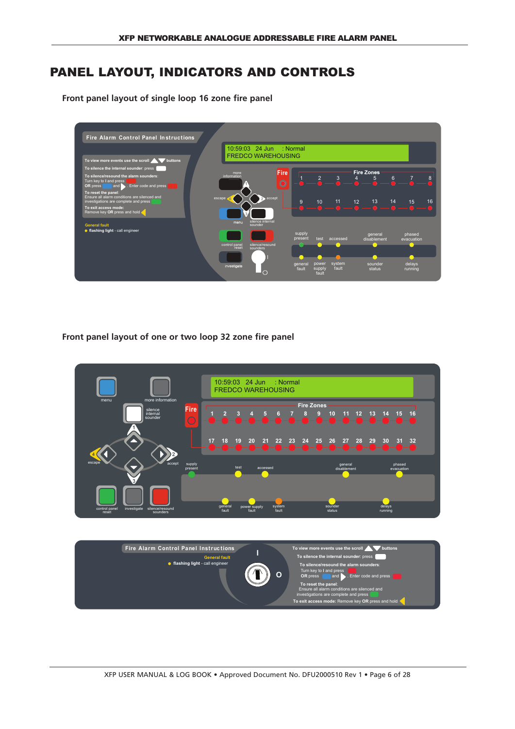# PANEL LAYOUT, INDICATORS AND CONTROLS

### Front panel layout of single loop 16 zone fire panel

Fire Alarm Control Panel Instructions

To view more events use the scroll ▲▼ buttons

To silence the internal sounder: press

To silence/resound the alarm sounders:
Turn key to I and press
OR press and ▶. Enter code and press

To reset the panel:
Ensure all alarm conditions are silenced and investigations are complete and press

To exit access mode:
Remove key OR press and hold

General fault
● flashing light - call engineer

10:59:03 24 Jun : Normal
FREDCO WAREHOUSING

more information, escape, accept, menu, silence internal sounder, control panel reset, silence/resound sounders, investigate

Fire

Fire Zones: 1 2 3 4 5 6 7 8 9 10 11 12 13 14 15 16

supply present, test, accessed, general disablement, phased evacuation

general fault, power supply fault, system fault, sounder status, delays running

### Front panel layout of one or two loop 32 zone fire panel

menu, more information, silence internal sounder, escape, accept, control panel reset, investigate, silence/resound sounders

10:59:03 24 Jun : Normal
FREDCO WAREHOUSING

Fire

Fire Zones: 1 2 3 4 5 6 7 8 9 10 11 12 13 14 15 16 17 18 19 20 21 22 23 24 25 26 27 28 29 30 31 32

supply present, test, accessed, general disablement, phased evacuation

general fault, power supply fault, system fault, sounder status, delays running

Fire Alarm Control Panel Instructions

General fault
● flashing light - call engineer

To view more events use the scroll ▲▼ buttons

To silence the internal sounder: press

To silence/resound the alarm sounders:
Turn key to I and press
OR press and ▶. Enter code and press

To reset the panel:
Ensure all alarm conditions are silenced and investigations are complete and press

To exit access mode: Remove key OR press and hold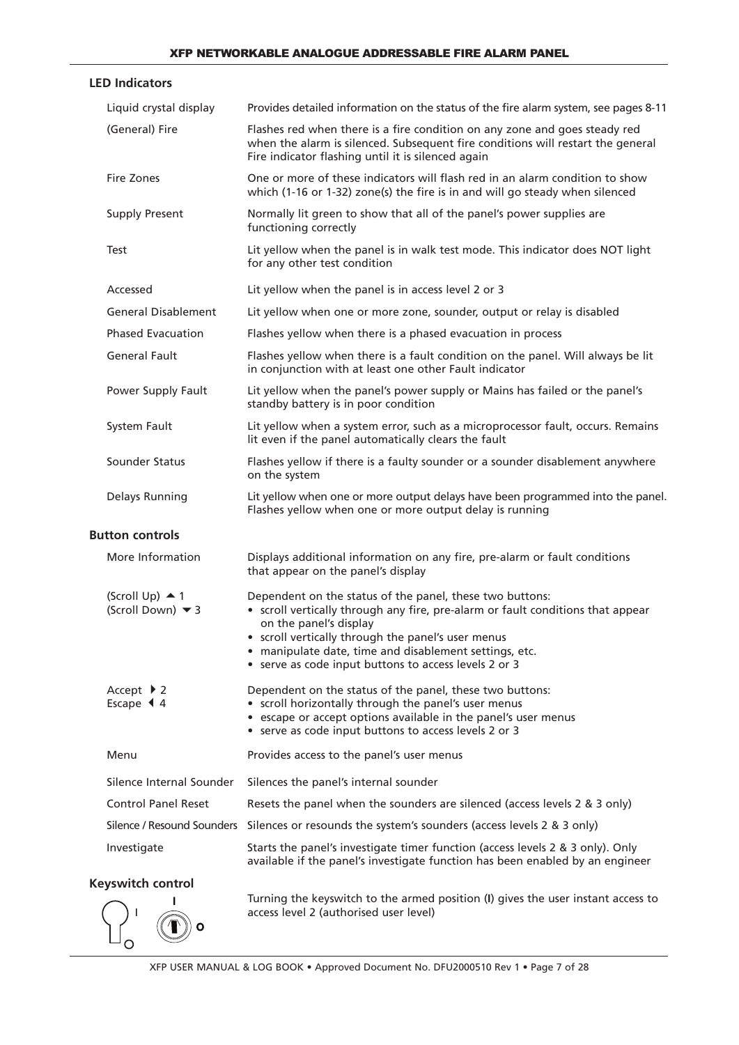## LED Indicators

| | |
|---|---|
| Liquid crystal display | Provides detailed information on the status of the fire alarm system, see pages 8-11 |
| (General) Fire | Flashes red when there is a fire condition on any zone and goes steady red when the alarm is silenced. Subsequent fire conditions will restart the general Fire indicator flashing until it is silenced again |
| Fire Zones | One or more of these indicators will flash red in an alarm condition to show which (1-16 or 1-32) zone(s) the fire is in and will go steady when silenced |
| Supply Present | Normally lit green to show that all of the panel's power supplies are functioning correctly |
| Test | Lit yellow when the panel is in walk test mode. This indicator does NOT light for any other test condition |
| Accessed | Lit yellow when the panel is in access level 2 or 3 |
| General Disablement | Lit yellow when one or more zone, sounder, output or relay is disabled |
| Phased Evacuation | Flashes yellow when there is a phased evacuation in process |
| General Fault | Flashes yellow when there is a fault condition on the panel. Will always be lit in conjunction with at least one other Fault indicator |
| Power Supply Fault | Lit yellow when the panel's power supply or Mains has failed or the panel's standby battery is in poor condition |
| System Fault | Lit yellow when a system error, such as a microprocessor fault, occurs. Remains lit even if the panel automatically clears the fault |
| Sounder Status | Flashes yellow if there is a faulty sounder or a sounder disablement anywhere on the system |
| Delays Running | Lit yellow when one or more output delays have been programmed into the panel. Flashes yellow when one or more output delay is running |

## Button controls

| | |
|---|---|
| More Information | Displays additional information on any fire, pre-alarm or fault conditions that appear on the panel's display |
| (Scroll Up) ▲ 1<br>(Scroll Down) ▼ 3 | Dependent on the status of the panel, these two buttons:<br>• scroll vertically through any fire, pre-alarm or fault conditions that appear on the panel's display<br>• scroll vertically through the panel's user menus<br>• manipulate date, time and disablement settings, etc.<br>• serve as code input buttons to access levels 2 or 3 |
| Accept ▶ 2<br>Escape ◀ 4 | Dependent on the status of the panel, these two buttons:<br>• scroll horizontally through the panel's user menus<br>• escape or accept options available in the panel's user menus<br>• serve as code input buttons to access levels 2 or 3 |
| Menu | Provides access to the panel's user menus |
| Silence Internal Sounder | Silences the panel's internal sounder |
| Control Panel Reset | Resets the panel when the sounders are silenced (access levels 2 & 3 only) |
| Silence / Resound Sounders | Silences or resounds the system's sounders (access levels 2 & 3 only) |
| Investigate | Starts the panel's investigate timer function (access levels 2 & 3 only). Only available if the panel's investigate function has been enabled by an engineer |

## Keyswitch control

Turning the keyswitch to the armed position (**I**) gives the user instant access to access level 2 (authorised user level)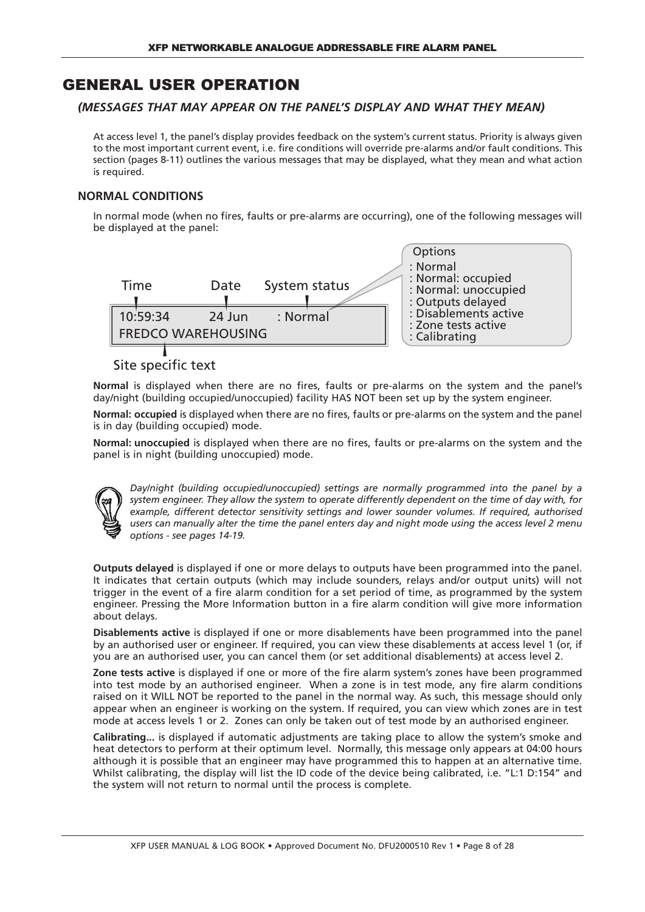# GENERAL USER OPERATION

## *(MESSAGES THAT MAY APPEAR ON THE PANEL'S DISPLAY AND WHAT THEY MEAN)*

At access level 1, the panel's display provides feedback on the system's current status. Priority is always given to the most important current event, i.e. fire conditions will override pre-alarms and/or fault conditions. This section (pages 8-11) outlines the various messages that may be displayed, what they mean and what action is required.

### NORMAL CONDITIONS

In normal mode (when no fires, faults or pre-alarms are occurring), one of the following messages will be displayed at the panel:

Time | Date | System status

```
10:59:34      24 Jun      : Normal
FREDCO WAREHOUSING
```

Site specific text

Options
- : Normal
- : Normal: occupied
- : Normal: unoccupied
- : Outputs delayed
- : Disablements active
- : Zone tests active
- : Calibrating

**Normal** is displayed when there are no fires, faults or pre-alarms on the system and the panel's day/night (building occupied/unoccupied) facility HAS NOT been set up by the system engineer.

**Normal: occupied** is displayed when there are no fires, faults or pre-alarms on the system and the panel is in day (building occupied) mode.

**Normal: unoccupied** is displayed when there are no fires, faults or pre-alarms on the system and the panel is in night (building unoccupied) mode.

*Day/night (building occupied/unoccupied) settings are normally programmed into the panel by a system engineer. They allow the system to operate differently dependent on the time of day with, for example, different detector sensitivity settings and lower sounder volumes. If required, authorised users can manually alter the time the panel enters day and night mode using the access level 2 menu options - see pages 14-19.*

**Outputs delayed** is displayed if one or more delays to outputs have been programmed into the panel. It indicates that certain outputs (which may include sounders, relays and/or output units) will not trigger in the event of a fire alarm condition for a set period of time, as programmed by the system engineer. Pressing the More Information button in a fire alarm condition will give more information about delays.

**Disablements active** is displayed if one or more disablements have been programmed into the panel by an authorised user or engineer. If required, you can view these disablements at access level 1 (or, if you are an authorised user, you can cancel them (or set additional disablements) at access level 2.

**Zone tests active** is displayed if one or more of the fire alarm system's zones have been programmed into test mode by an authorised engineer. When a zone is in test mode, any fire alarm conditions raised on it WILL NOT be reported to the panel in the normal way. As such, this message should only appear when an engineer is working on the system. If required, you can view which zones are in test mode at access levels 1 or 2. Zones can only be taken out of test mode by an authorised engineer.

**Calibrating...** is displayed if automatic adjustments are taking place to allow the system's smoke and heat detectors to perform at their optimum level. Normally, this message only appears at 04:00 hours although it is possible that an engineer may have programmed this to happen at an alternative time. Whilst calibrating, the display will list the ID code of the device being calibrated, i.e. "L:1 D:154" and the system will not return to normal until the process is complete.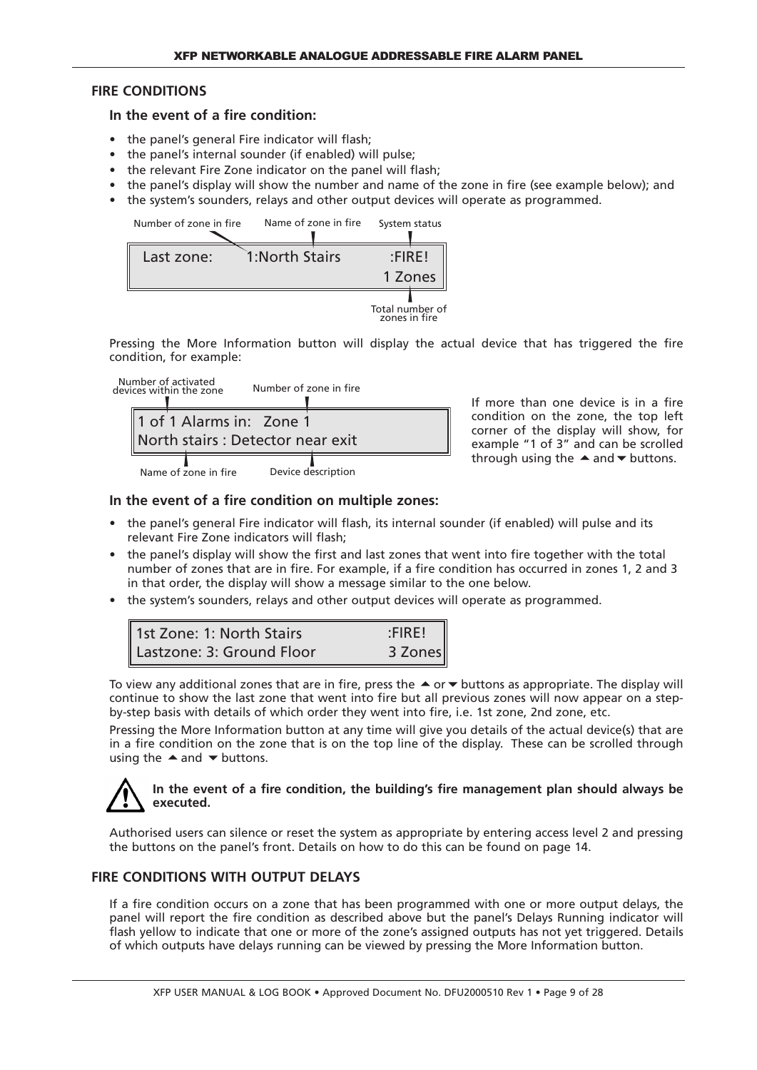## FIRE CONDITIONS

### In the event of a fire condition:

- the panel's general Fire indicator will flash;
- the panel's internal sounder (if enabled) will pulse;
- the relevant Fire Zone indicator on the panel will flash;
- the panel's display will show the number and name of the zone in fire (see example below); and
- the system's sounders, relays and other output devices will operate as programmed.

Number of zone in fire | Name of zone in fire | System status

```
Last zone:    1:North Stairs     :FIRE!
                                 1 Zones
```

Total number of zones in fire

Pressing the More Information button will display the actual device that has triggered the fire condition, for example:

Number of activated devices within the zone | Number of zone in fire

```
1 of 1 Alarms in:  Zone 1
North stairs : Detector near exit
```

Name of zone in fire | Device description

If more than one device is in a fire condition on the zone, the top left corner of the display will show, for example "1 of 3" and can be scrolled through using the ▲ and ▼ buttons.

### In the event of a fire condition on multiple zones:

- the panel's general Fire indicator will flash, its internal sounder (if enabled) will pulse and its relevant Fire Zone indicators will flash;
- the panel's display will show the first and last zones that went into fire together with the total number of zones that are in fire. For example, if a fire condition has occurred in zones 1, 2 and 3 in that order, the display will show a message similar to the one below.
- the system's sounders, relays and other output devices will operate as programmed.

```
1st Zone: 1: North Stairs        :FIRE!
Lastzone: 3: Ground Floor       3 Zones
```

To view any additional zones that are in fire, press the ▲ or ▼ buttons as appropriate. The display will continue to show the last zone that went into fire but all previous zones will now appear on a step-by-step basis with details of which order they went into fire, i.e. 1st zone, 2nd zone, etc.

Pressing the More Information button at any time will give you details of the actual device(s) that are in a fire condition on the zone that is on the top line of the display. These can be scrolled through using the ▲ and ▼ buttons.

**In the event of a fire condition, the building's fire management plan should always be executed.**

Authorised users can silence or reset the system as appropriate by entering access level 2 and pressing the buttons on the panel's front. Details on how to do this can be found on page 14.

## FIRE CONDITIONS WITH OUTPUT DELAYS

If a fire condition occurs on a zone that has been programmed with one or more output delays, the panel will report the fire condition as described above but the panel's Delays Running indicator will flash yellow to indicate that one or more of the zone's assigned outputs has not yet triggered. Details of which outputs have delays running can be viewed by pressing the More Information button.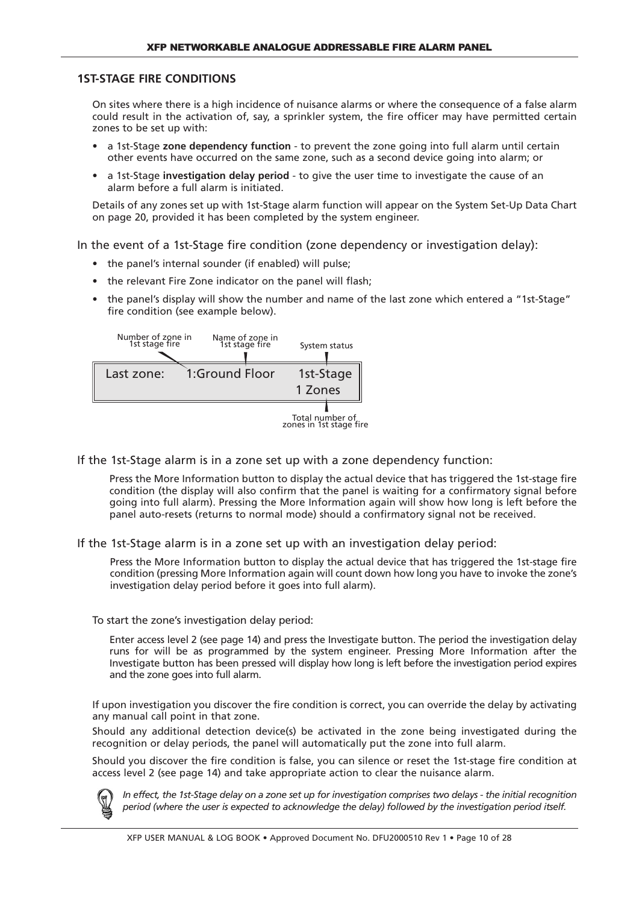## 1ST-STAGE FIRE CONDITIONS

On sites where there is a high incidence of nuisance alarms or where the consequence of a false alarm could result in the activation of, say, a sprinkler system, the fire officer may have permitted certain zones to be set up with:

- a 1st-Stage **zone dependency function** - to prevent the zone going into full alarm until certain other events have occurred on the same zone, such as a second device going into alarm; or
- a 1st-Stage **investigation delay period** - to give the user time to investigate the cause of an alarm before a full alarm is initiated.

Details of any zones set up with 1st-Stage alarm function will appear on the System Set-Up Data Chart on page 20, provided it has been completed by the system engineer.

In the event of a 1st-Stage fire condition (zone dependency or investigation delay):

- the panel's internal sounder (if enabled) will pulse;
- the relevant Fire Zone indicator on the panel will flash;
- the panel's display will show the number and name of the last zone which entered a "1st-Stage" fire condition (see example below).

Number of zone in 1st stage fire | Name of zone in 1st stage fire | System status

```
Last zone:    1:Ground Floor      1st-Stage
                                    1 Zones
```

Total number of zones in 1st stage fire

If the 1st-Stage alarm is in a zone set up with a zone dependency function:

Press the More Information button to display the actual device that has triggered the 1st-stage fire condition (the display will also confirm that the panel is waiting for a confirmatory signal before going into full alarm). Pressing the More Information again will show how long is left before the panel auto-resets (returns to normal mode) should a confirmatory signal not be received.

If the 1st-Stage alarm is in a zone set up with an investigation delay period:

Press the More Information button to display the actual device that has triggered the 1st-stage fire condition (pressing More Information again will count down how long you have to invoke the zone's investigation delay period before it goes into full alarm).

To start the zone's investigation delay period:

Enter access level 2 (see page 14) and press the Investigate button. The period the investigation delay runs for will be as programmed by the system engineer. Pressing More Information after the Investigate button has been pressed will display how long is left before the investigation period expires and the zone goes into full alarm.

If upon investigation you discover the fire condition is correct, you can override the delay by activating any manual call point in that zone.

Should any additional detection device(s) be activated in the zone being investigated during the recognition or delay periods, the panel will automatically put the zone into full alarm.

Should you discover the fire condition is false, you can silence or reset the 1st-stage fire condition at access level 2 (see page 14) and take appropriate action to clear the nuisance alarm.

*In effect, the 1st-Stage delay on a zone set up for investigation comprises two delays - the initial recognition period (where the user is expected to acknowledge the delay) followed by the investigation period itself.*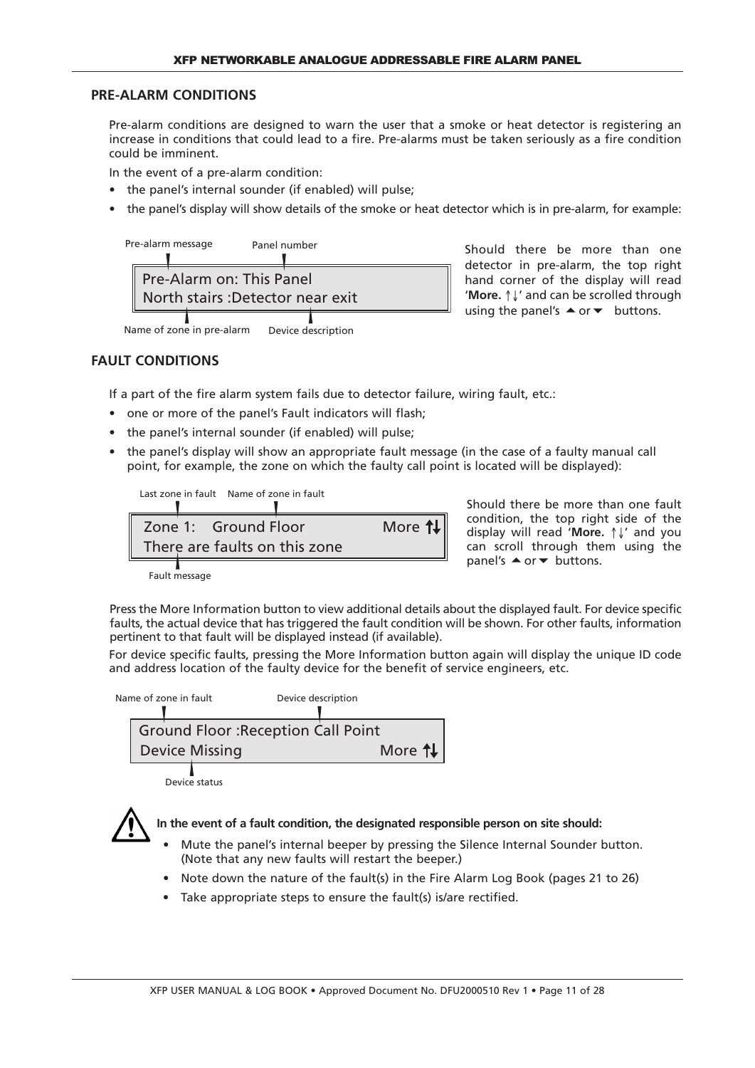## PRE-ALARM CONDITIONS

Pre-alarm conditions are designed to warn the user that a smoke or heat detector is registering an increase in conditions that could lead to a fire. Pre-alarms must be taken seriously as a fire condition could be imminent.

In the event of a pre-alarm condition:

- the panel's internal sounder (if enabled) will pulse;
- the panel's display will show details of the smoke or heat detector which is in pre-alarm, for example:

Pre-alarm message — Panel number

```
Pre-Alarm on: This Panel
North stairs :Detector near exit
```

Name of zone in pre-alarm — Device description

Should there be more than one detector in pre-alarm, the top right hand corner of the display will read '**More.** ↑↓' and can be scrolled through using the panel's ▲ or ▼ buttons.

## FAULT CONDITIONS

If a part of the fire alarm system fails due to detector failure, wiring fault, etc.:

- one or more of the panel's Fault indicators will flash;
- the panel's internal sounder (if enabled) will pulse;
- the panel's display will show an appropriate fault message (in the case of a faulty manual call point, for example, the zone on which the faulty call point is located will be displayed):

Last zone in fault — Name of zone in fault

```
Zone 1:   Ground Floor                More ↑↓
There are faults on this zone
```

Fault message

Should there be more than one fault condition, the top right side of the display will read '**More.** ↑↓' and you can scroll through them using the panel's ▲ or ▼ buttons.

Press the More Information button to view additional details about the displayed fault. For device specific faults, the actual device that has triggered the fault condition will be shown. For other faults, information pertinent to that fault will be displayed instead (if available).

For device specific faults, pressing the More Information button again will display the unique ID code and address location of the faulty device for the benefit of service engineers, etc.

Name of zone in fault — Device description

```
Ground Floor :Reception Call Point
Device Missing                        More ↑↓
```

Device status

**In the event of a fault condition, the designated responsible person on site should:**

- Mute the panel's internal beeper by pressing the Silence Internal Sounder button. (Note that any new faults will restart the beeper.)
- Note down the nature of the fault(s) in the Fire Alarm Log Book (pages 21 to 26)
- Take appropriate steps to ensure the fault(s) is/are rectified.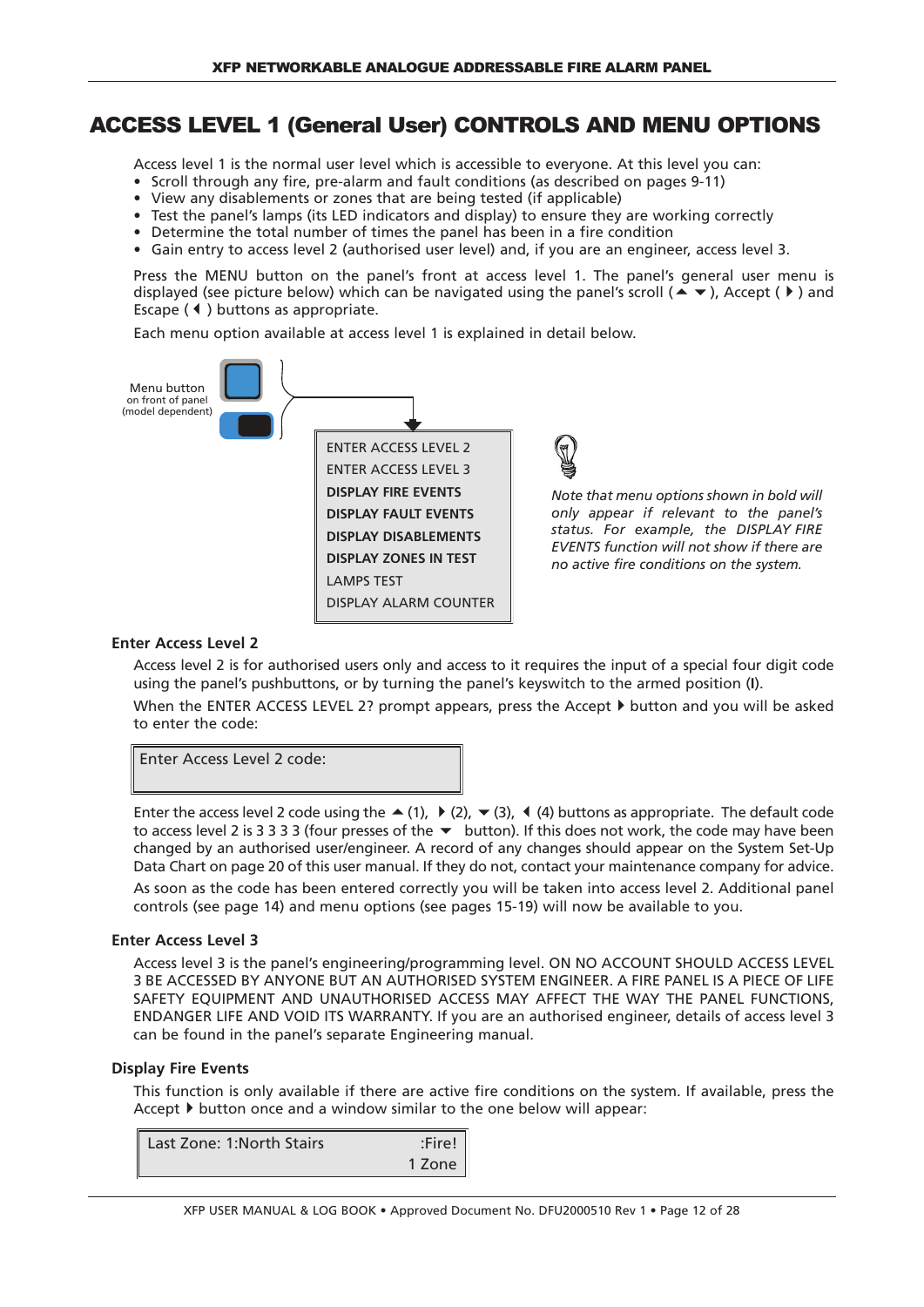# ACCESS LEVEL 1 (General User) CONTROLS AND MENU OPTIONS

Access level 1 is the normal user level which is accessible to everyone. At this level you can:

- Scroll through any fire, pre-alarm and fault conditions (as described on pages 9-11)
- View any disablements or zones that are being tested (if applicable)
- Test the panel's lamps (its LED indicators and display) to ensure they are working correctly
- Determine the total number of times the panel has been in a fire condition
- Gain entry to access level 2 (authorised user level) and, if you are an engineer, access level 3.

Press the MENU button on the panel's front at access level 1. The panel's general user menu is displayed (see picture below) which can be navigated using the panel's scroll (▲ ▼), Accept (▶) and Escape (◀) buttons as appropriate.

Each menu option available at access level 1 is explained in detail below.

Menu button on front of panel (model dependent)

ENTER ACCESS LEVEL 2
ENTER ACCESS LEVEL 3
**DISPLAY FIRE EVENTS**
**DISPLAY FAULT EVENTS**
**DISPLAY DISABLEMENTS**
**DISPLAY ZONES IN TEST**
LAMPS TEST
DISPLAY ALARM COUNTER

*Note that menu options shown in bold will only appear if relevant to the panel's status. For example, the DISPLAY FIRE EVENTS function will not show if there are no active fire conditions on the system.*

### Enter Access Level 2

Access level 2 is for authorised users only and access to it requires the input of a special four digit code using the panel's pushbuttons, or by turning the panel's keyswitch to the armed position (I).

When the ENTER ACCESS LEVEL 2? prompt appears, press the Accept ▶ button and you will be asked to enter the code:

```
Enter Access Level 2 code:
```

Enter the access level 2 code using the ▲ (1), ▶ (2), ▼ (3), ◀ (4) buttons as appropriate. The default code to access level 2 is 3 3 3 3 (four presses of the ▼ button). If this does not work, the code may have been changed by an authorised user/engineer. A record of any changes should appear on the System Set-Up Data Chart on page 20 of this user manual. If they do not, contact your maintenance company for advice.

As soon as the code has been entered correctly you will be taken into access level 2. Additional panel controls (see page 14) and menu options (see pages 15-19) will now be available to you.

### Enter Access Level 3

Access level 3 is the panel's engineering/programming level. ON NO ACCOUNT SHOULD ACCESS LEVEL 3 BE ACCESSED BY ANYONE BUT AN AUTHORISED SYSTEM ENGINEER. A FIRE PANEL IS A PIECE OF LIFE SAFETY EQUIPMENT AND UNAUTHORISED ACCESS MAY AFFECT THE WAY THE PANEL FUNCTIONS, ENDANGER LIFE AND VOID ITS WARRANTY. If you are an authorised engineer, details of access level 3 can be found in the panel's separate Engineering manual.

### Display Fire Events

This function is only available if there are active fire conditions on the system. If available, press the Accept ▶ button once and a window similar to the one below will appear:

```
Last Zone: 1:North Stairs          :Fire!
                                   1 Zone
```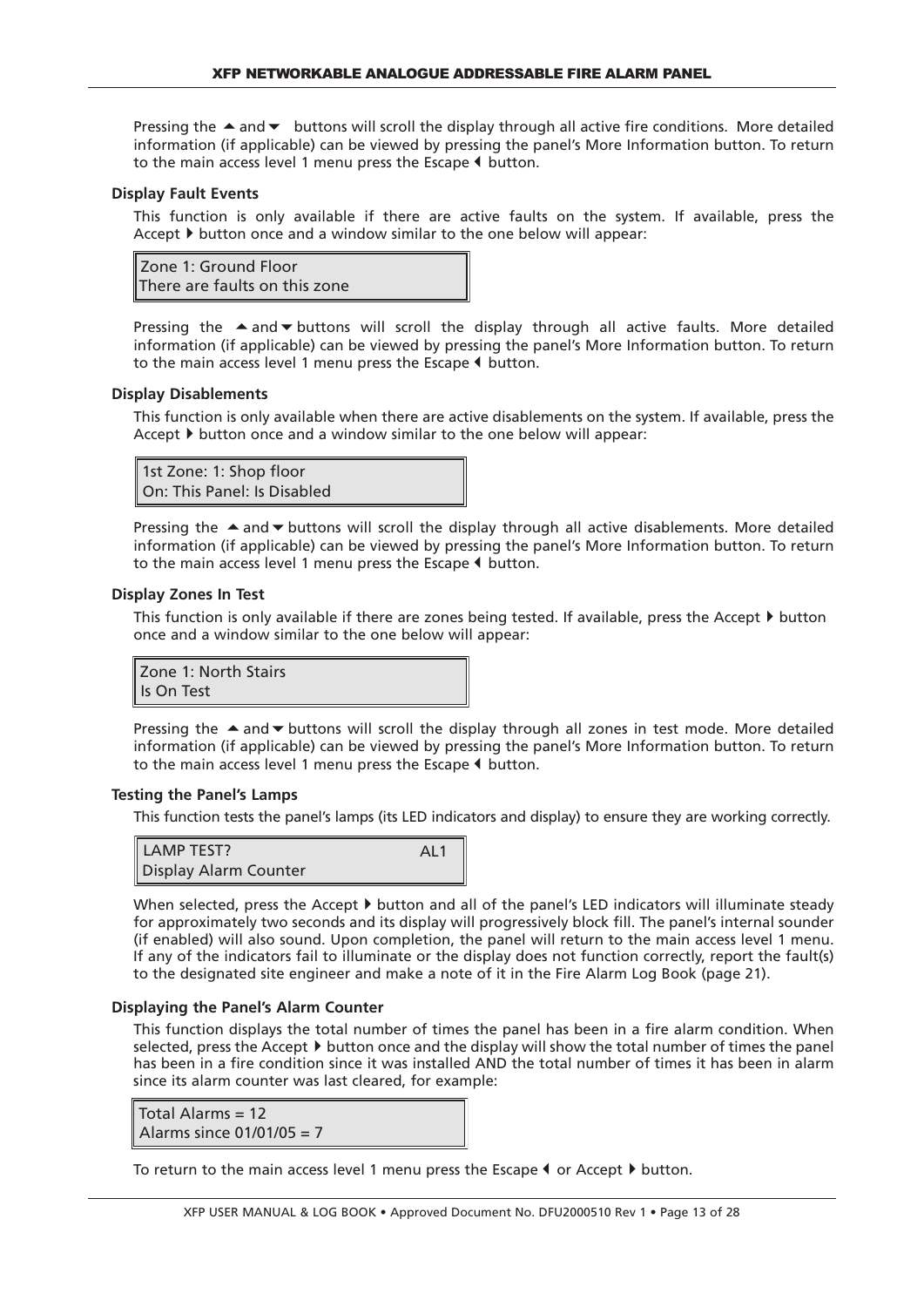Pressing the ▲ and ▼ buttons will scroll the display through all active fire conditions. More detailed information (if applicable) can be viewed by pressing the panel's More Information button. To return to the main access level 1 menu press the Escape ◀ button.

**Display Fault Events**

This function is only available if there are active faults on the system. If available, press the Accept ▶ button once and a window similar to the one below will appear:

```
Zone 1: Ground Floor
There are faults on this zone
```

Pressing the ▲ and ▼ buttons will scroll the display through all active faults. More detailed information (if applicable) can be viewed by pressing the panel's More Information button. To return to the main access level 1 menu press the Escape ◀ button.

**Display Disablements**

This function is only available when there are active disablements on the system. If available, press the Accept ▶ button once and a window similar to the one below will appear:

```
1st Zone: 1: Shop floor
On: This Panel: Is Disabled
```

Pressing the ▲ and ▼ buttons will scroll the display through all active disablements. More detailed information (if applicable) can be viewed by pressing the panel's More Information button. To return to the main access level 1 menu press the Escape ◀ button.

**Display Zones In Test**

This function is only available if there are zones being tested. If available, press the Accept ▶ button once and a window similar to the one below will appear:

```
Zone 1: North Stairs
Is On Test
```

Pressing the ▲ and ▼ buttons will scroll the display through all zones in test mode. More detailed information (if applicable) can be viewed by pressing the panel's More Information button. To return to the main access level 1 menu press the Escape ◀ button.

**Testing the Panel's Lamps**

This function tests the panel's lamps (its LED indicators and display) to ensure they are working correctly.

```
LAMP TEST?              AL1
Display Alarm Counter
```

When selected, press the Accept ▶ button and all of the panel's LED indicators will illuminate steady for approximately two seconds and its display will progressively block fill. The panel's internal sounder (if enabled) will also sound. Upon completion, the panel will return to the main access level 1 menu. If any of the indicators fail to illuminate or the display does not function correctly, report the fault(s) to the designated site engineer and make a note of it in the Fire Alarm Log Book (page 21).

**Displaying the Panel's Alarm Counter**

This function displays the total number of times the panel has been in a fire alarm condition. When selected, press the Accept ▶ button once and the display will show the total number of times the panel has been in a fire condition since it was installed AND the total number of times it has been in alarm since its alarm counter was last cleared, for example:

```
Total Alarms = 12
Alarms since 01/01/05 = 7
```

To return to the main access level 1 menu press the Escape ◀ or Accept ▶ button.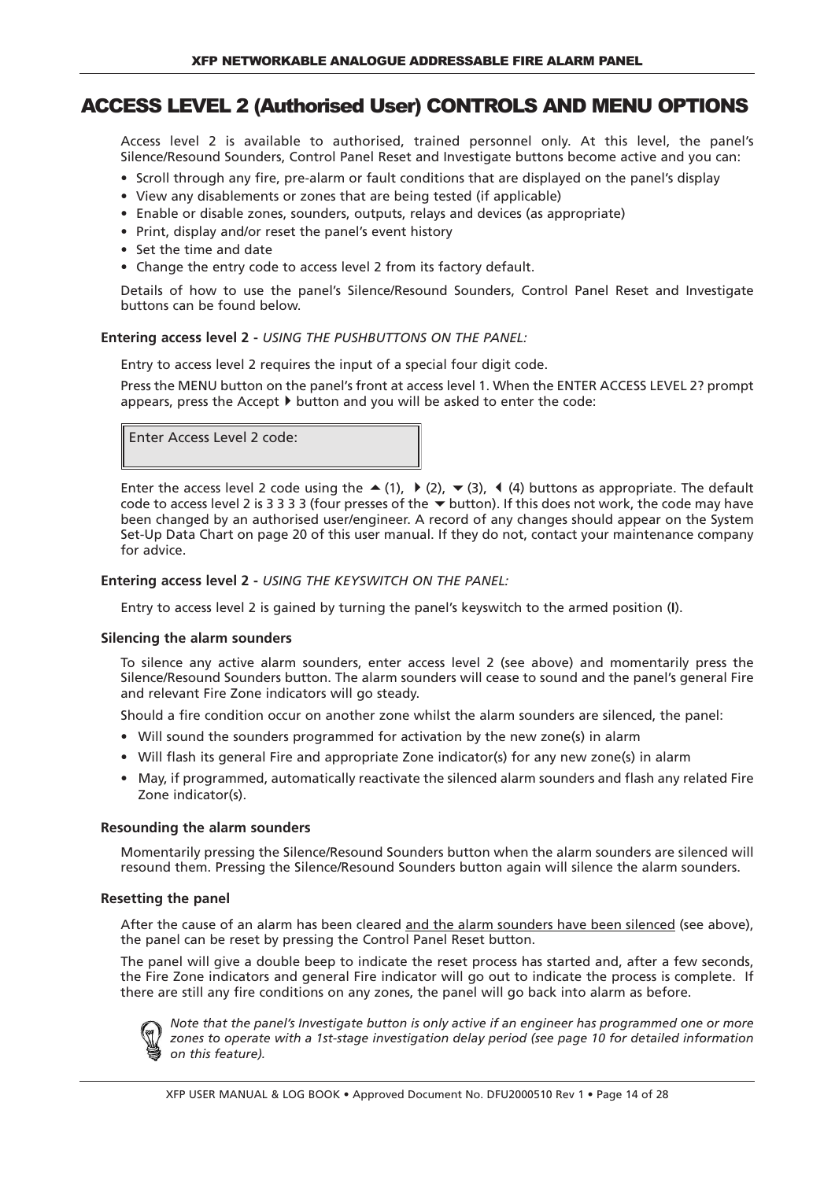# ACCESS LEVEL 2 (Authorised User) CONTROLS AND MENU OPTIONS

Access level 2 is available to authorised, trained personnel only. At this level, the panel's Silence/Resound Sounders, Control Panel Reset and Investigate buttons become active and you can:

- Scroll through any fire, pre-alarm or fault conditions that are displayed on the panel's display
- View any disablements or zones that are being tested (if applicable)
- Enable or disable zones, sounders, outputs, relays and devices (as appropriate)
- Print, display and/or reset the panel's event history
- Set the time and date
- Change the entry code to access level 2 from its factory default.

Details of how to use the panel's Silence/Resound Sounders, Control Panel Reset and Investigate buttons can be found below.

**Entering access level 2 -** *USING THE PUSHBUTTONS ON THE PANEL:*

Entry to access level 2 requires the input of a special four digit code.

Press the MENU button on the panel's front at access level 1. When the ENTER ACCESS LEVEL 2? prompt appears, press the Accept ▶ button and you will be asked to enter the code:

| Enter Access Level 2 code: |
|---|

Enter the access level 2 code using the ▲ (1), ▶ (2), ▼ (3), ◀ (4) buttons as appropriate. The default code to access level 2 is 3 3 3 3 (four presses of the ▼ button). If this does not work, the code may have been changed by an authorised user/engineer. A record of any changes should appear on the System Set-Up Data Chart on page 20 of this user manual. If they do not, contact your maintenance company for advice.

**Entering access level 2 -** *USING THE KEYSWITCH ON THE PANEL:*

Entry to access level 2 is gained by turning the panel's keyswitch to the armed position (**I**).

**Silencing the alarm sounders**

To silence any active alarm sounders, enter access level 2 (see above) and momentarily press the Silence/Resound Sounders button. The alarm sounders will cease to sound and the panel's general Fire and relevant Fire Zone indicators will go steady.

Should a fire condition occur on another zone whilst the alarm sounders are silenced, the panel:

- Will sound the sounders programmed for activation by the new zone(s) in alarm
- Will flash its general Fire and appropriate Zone indicator(s) for any new zone(s) in alarm
- May, if programmed, automatically reactivate the silenced alarm sounders and flash any related Fire Zone indicator(s).

**Resounding the alarm sounders**

Momentarily pressing the Silence/Resound Sounders button when the alarm sounders are silenced will resound them. Pressing the Silence/Resound Sounders button again will silence the alarm sounders.

**Resetting the panel**

After the cause of an alarm has been cleared and the alarm sounders have been silenced (see above), the panel can be reset by pressing the Control Panel Reset button.

The panel will give a double beep to indicate the reset process has started and, after a few seconds, the Fire Zone indicators and general Fire indicator will go out to indicate the process is complete. If there are still any fire conditions on any zones, the panel will go back into alarm as before.

*Note that the panel's Investigate button is only active if an engineer has programmed one or more zones to operate with a 1st-stage investigation delay period (see page 10 for detailed information on this feature).*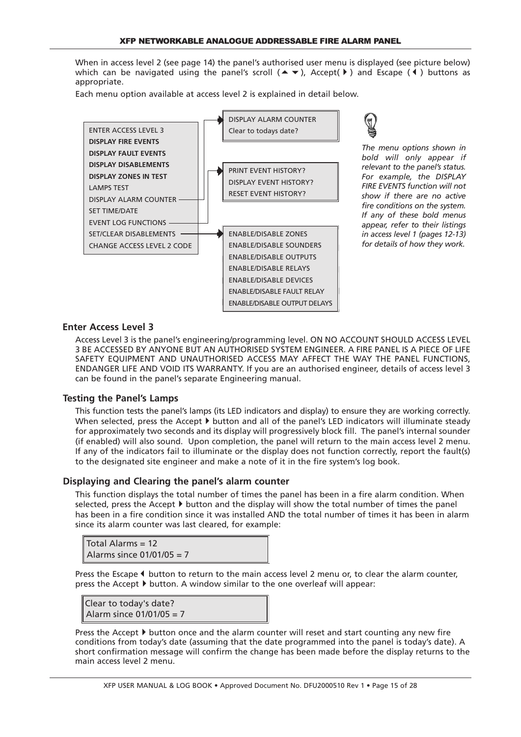When in access level 2 (see page 14) the panel's authorised user menu is displayed (see picture below) which can be navigated using the panel's scroll (▲ ▼), Accept(▶) and Escape (◀) buttons as appropriate.

Each menu option available at access level 2 is explained in detail below.

ENTER ACCESS LEVEL 3
**DISPLAY FIRE EVENTS**
**DISPLAY FAULT EVENTS**
**DISPLAY DISABLEMENTS**
**DISPLAY ZONES IN TEST**
LAMPS TEST
DISPLAY ALARM COUNTER → DISPLAY ALARM COUNTER / Clear to todays date?
SET TIME/DATE
EVENT LOG FUNCTIONS → PRINT EVENT HISTORY? / DISPLAY EVENT HISTORY? / RESET EVENT HISTORY?
SET/CLEAR DISABLEMENTS → ENABLE/DISABLE ZONES / ENABLE/DISABLE SOUNDERS / ENABLE/DISABLE OUTPUTS / ENABLE/DISABLE RELAYS / ENABLE/DISABLE DEVICES / ENABLE/DISABLE FAULT RELAY / ENABLE/DISABLE OUTPUT DELAYS
CHANGE ACCESS LEVEL 2 CODE

*The menu options shown in bold will only appear if relevant to the panel's status. For example, the DISPLAY FIRE EVENTS function will not show if there are no active fire conditions on the system. If any of these bold menus appear, refer to their listings in access level 1 (pages 12-13) for details of how they work.*

## Enter Access Level 3

Access Level 3 is the panel's engineering/programming level. ON NO ACCOUNT SHOULD ACCESS LEVEL 3 BE ACCESSED BY ANYONE BUT AN AUTHORISED SYSTEM ENGINEER. A FIRE PANEL IS A PIECE OF LIFE SAFETY EQUIPMENT AND UNAUTHORISED ACCESS MAY AFFECT THE WAY THE PANEL FUNCTIONS, ENDANGER LIFE AND VOID ITS WARRANTY. If you are an authorised engineer, details of access level 3 can be found in the panel's separate Engineering manual.

## Testing the Panel's Lamps

This function tests the panel's lamps (its LED indicators and display) to ensure they are working correctly. When selected, press the Accept ▶ button and all of the panel's LED indicators will illuminate steady for approximately two seconds and its display will progressively block fill. The panel's internal sounder (if enabled) will also sound. Upon completion, the panel will return to the main access level 2 menu. If any of the indicators fail to illuminate or the display does not function correctly, report the fault(s) to the designated site engineer and make a note of it in the fire system's log book.

## Displaying and Clearing the panel's alarm counter

This function displays the total number of times the panel has been in a fire alarm condition. When selected, press the Accept ▶ button and the display will show the total number of times the panel has been in a fire condition since it was installed AND the total number of times it has been in alarm since its alarm counter was last cleared, for example:

```
Total Alarms = 12
Alarms since 01/01/05 = 7
```

Press the Escape ◀ button to return to the main access level 2 menu or, to clear the alarm counter, press the Accept ▶ button. A window similar to the one overleaf will appear:

```
Clear to today's date?
Alarm since 01/01/05 = 7
```

Press the Accept ▶ button once and the alarm counter will reset and start counting any new fire conditions from today's date (assuming that the date programmed into the panel is today's date). A short confirmation message will confirm the change has been made before the display returns to the main access level 2 menu.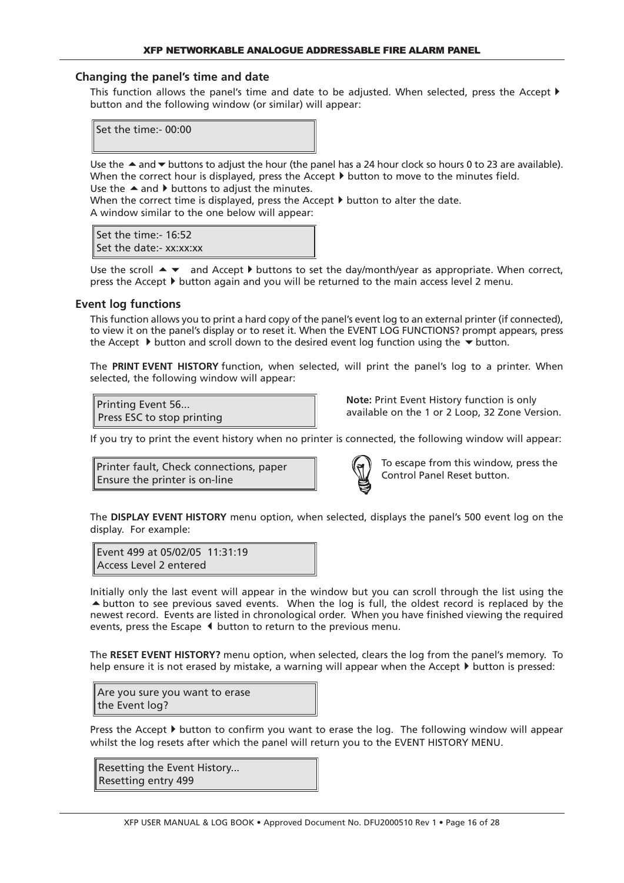## Changing the panel's time and date

This function allows the panel's time and date to be adjusted. When selected, press the Accept ▶ button and the following window (or similar) will appear:

```
Set the time:- 00:00
```

Use the ▲ and ▼ buttons to adjust the hour (the panel has a 24 hour clock so hours 0 to 23 are available).
When the correct hour is displayed, press the Accept ▶ button to move to the minutes field.
Use the ▲ and ▶ buttons to adjust the minutes.
When the correct time is displayed, press the Accept ▶ button to alter the date.
A window similar to the one below will appear:

```
Set the time:- 16:52
Set the date:- xx:xx:xx
```

Use the scroll ▲ ▼ and Accept ▶ buttons to set the day/month/year as appropriate. When correct, press the Accept ▶ button again and you will be returned to the main access level 2 menu.

## Event log functions

This function allows you to print a hard copy of the panel's event log to an external printer (if connected), to view it on the panel's display or to reset it. When the EVENT LOG FUNCTIONS? prompt appears, press the Accept ▶ button and scroll down to the desired event log function using the ▼ button.

The **PRINT EVENT HISTORY** function, when selected, will print the panel's log to a printer. When selected, the following window will appear:

```
Printing Event 56...
Press ESC to stop printing
```

**Note:** Print Event History function is only available on the 1 or 2 Loop, 32 Zone Version.

If you try to print the event history when no printer is connected, the following window will appear:

```
Printer fault, Check connections, paper
Ensure the printer is on-line
```

To escape from this window, press the Control Panel Reset button.

The **DISPLAY EVENT HISTORY** menu option, when selected, displays the panel's 500 event log on the display. For example:

```
Event 499 at 05/02/05  11:31:19
Access Level 2 entered
```

Initially only the last event will appear in the window but you can scroll through the list using the ▲ button to see previous saved events. When the log is full, the oldest record is replaced by the newest record. Events are listed in chronological order. When you have finished viewing the required events, press the Escape ◀ button to return to the previous menu.

The **RESET EVENT HISTORY?** menu option, when selected, clears the log from the panel's memory. To help ensure it is not erased by mistake, a warning will appear when the Accept ▶ button is pressed:

```
Are you sure you want to erase
the Event log?
```

Press the Accept ▶ button to confirm you want to erase the log. The following window will appear whilst the log resets after which the panel will return you to the EVENT HISTORY MENU.

```
Resetting the Event History...
Resetting entry 499
```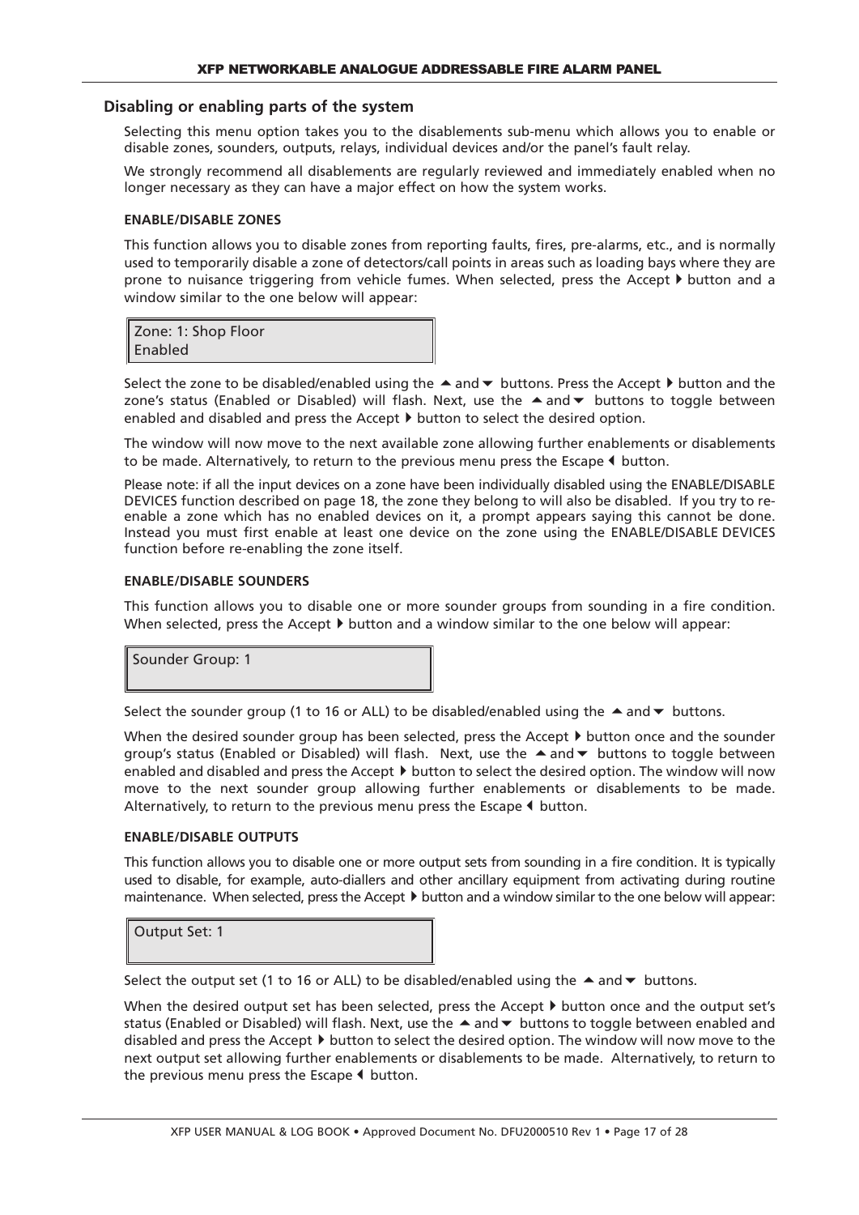## Disabling or enabling parts of the system

Selecting this menu option takes you to the disablements sub-menu which allows you to enable or disable zones, sounders, outputs, relays, individual devices and/or the panel's fault relay.

We strongly recommend all disablements are regularly reviewed and immediately enabled when no longer necessary as they can have a major effect on how the system works.

### ENABLE/DISABLE ZONES

This function allows you to disable zones from reporting faults, fires, pre-alarms, etc., and is normally used to temporarily disable a zone of detectors/call points in areas such as loading bays where they are prone to nuisance triggering from vehicle fumes. When selected, press the Accept ▶ button and a window similar to the one below will appear:

```
Zone: 1: Shop Floor
Enabled
```

Select the zone to be disabled/enabled using the ▲ and ▼ buttons. Press the Accept ▶ button and the zone's status (Enabled or Disabled) will flash. Next, use the ▲ and ▼ buttons to toggle between enabled and disabled and press the Accept ▶ button to select the desired option.

The window will now move to the next available zone allowing further enablements or disablements to be made. Alternatively, to return to the previous menu press the Escape ◀ button.

Please note: if all the input devices on a zone have been individually disabled using the ENABLE/DISABLE DEVICES function described on page 18, the zone they belong to will also be disabled. If you try to re-enable a zone which has no enabled devices on it, a prompt appears saying this cannot be done. Instead you must first enable at least one device on the zone using the ENABLE/DISABLE DEVICES function before re-enabling the zone itself.

### ENABLE/DISABLE SOUNDERS

This function allows you to disable one or more sounder groups from sounding in a fire condition. When selected, press the Accept ▶ button and a window similar to the one below will appear:

```
Sounder Group: 1
```

Select the sounder group (1 to 16 or ALL) to be disabled/enabled using the ▲ and ▼ buttons.

When the desired sounder group has been selected, press the Accept ▶ button once and the sounder group's status (Enabled or Disabled) will flash. Next, use the ▲ and ▼ buttons to toggle between enabled and disabled and press the Accept ▶ button to select the desired option. The window will now move to the next sounder group allowing further enablements or disablements to be made. Alternatively, to return to the previous menu press the Escape ◀ button.

### ENABLE/DISABLE OUTPUTS

This function allows you to disable one or more output sets from sounding in a fire condition. It is typically used to disable, for example, auto-diallers and other ancillary equipment from activating during routine maintenance. When selected, press the Accept ▶ button and a window similar to the one below will appear:

```
Output Set: 1
```

Select the output set (1 to 16 or ALL) to be disabled/enabled using the ▲ and ▼ buttons.

When the desired output set has been selected, press the Accept ▶ button once and the output set's status (Enabled or Disabled) will flash. Next, use the ▲ and ▼ buttons to toggle between enabled and disabled and press the Accept ▶ button to select the desired option. The window will now move to the next output set allowing further enablements or disablements to be made. Alternatively, to return to the previous menu press the Escape ◀ button.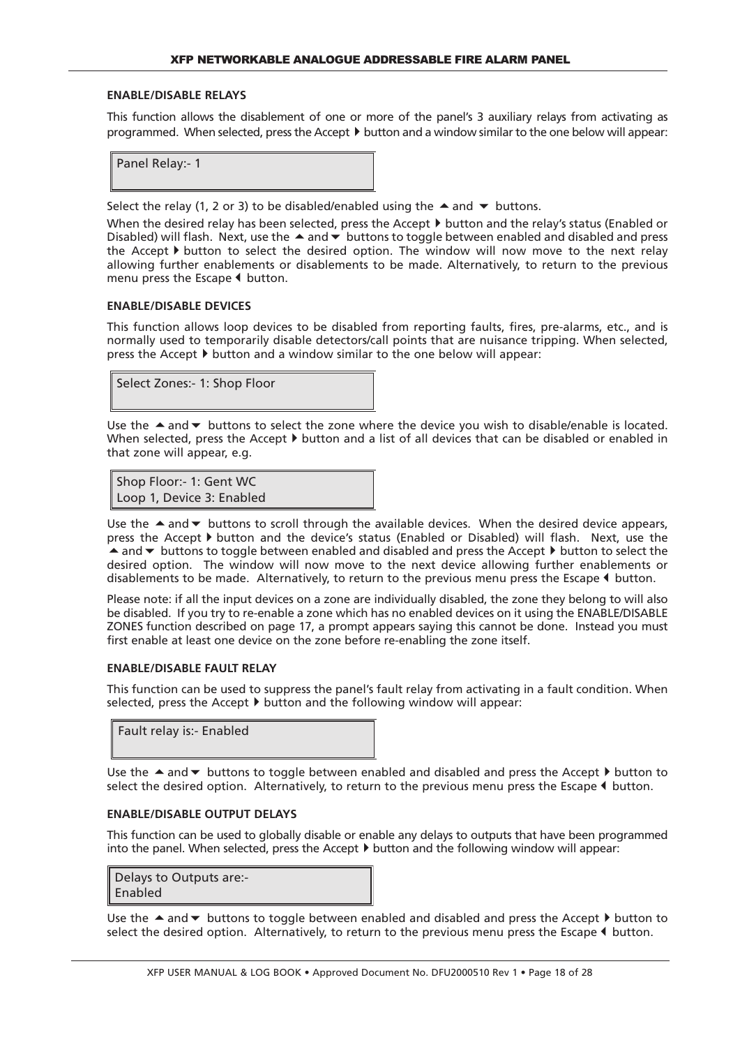### ENABLE/DISABLE RELAYS

This function allows the disablement of one or more of the panel's 3 auxiliary relays from activating as programmed. When selected, press the Accept ▶ button and a window similar to the one below will appear:

```
Panel Relay:- 1
```

Select the relay (1, 2 or 3) to be disabled/enabled using the ▲ and ▼ buttons.

When the desired relay has been selected, press the Accept ▶ button and the relay's status (Enabled or Disabled) will flash. Next, use the ▲ and ▼ buttons to toggle between enabled and disabled and press the Accept ▶ button to select the desired option. The window will now move to the next relay allowing further enablements or disablements to be made. Alternatively, to return to the previous menu press the Escape ◀ button.

### ENABLE/DISABLE DEVICES

This function allows loop devices to be disabled from reporting faults, fires, pre-alarms, etc., and is normally used to temporarily disable detectors/call points that are nuisance tripping. When selected, press the Accept ▶ button and a window similar to the one below will appear:

```
Select Zones:- 1: Shop Floor
```

Use the ▲ and ▼ buttons to select the zone where the device you wish to disable/enable is located. When selected, press the Accept ▶ button and a list of all devices that can be disabled or enabled in that zone will appear, e.g.

```
Shop Floor:- 1: Gent WC
Loop 1, Device 3: Enabled
```

Use the ▲ and ▼ buttons to scroll through the available devices. When the desired device appears, press the Accept ▶ button and the device's status (Enabled or Disabled) will flash. Next, use the ▲ and ▼ buttons to toggle between enabled and disabled and press the Accept ▶ button to select the desired option. The window will now move to the next device allowing further enablements or disablements to be made. Alternatively, to return to the previous menu press the Escape ◀ button.

Please note: if all the input devices on a zone are individually disabled, the zone they belong to will also be disabled. If you try to re-enable a zone which has no enabled devices on it using the ENABLE/DISABLE ZONES function described on page 17, a prompt appears saying this cannot be done. Instead you must first enable at least one device on the zone before re-enabling the zone itself.

### ENABLE/DISABLE FAULT RELAY

This function can be used to suppress the panel's fault relay from activating in a fault condition. When selected, press the Accept ▶ button and the following window will appear:

```
Fault relay is:- Enabled
```

Use the ▲ and ▼ buttons to toggle between enabled and disabled and press the Accept ▶ button to select the desired option. Alternatively, to return to the previous menu press the Escape ◀ button.

### ENABLE/DISABLE OUTPUT DELAYS

This function can be used to globally disable or enable any delays to outputs that have been programmed into the panel. When selected, press the Accept ▶ button and the following window will appear:

```
Delays to Outputs are:-
Enabled
```

Use the ▲ and ▼ buttons to toggle between enabled and disabled and press the Accept ▶ button to select the desired option. Alternatively, to return to the previous menu press the Escape ◀ button.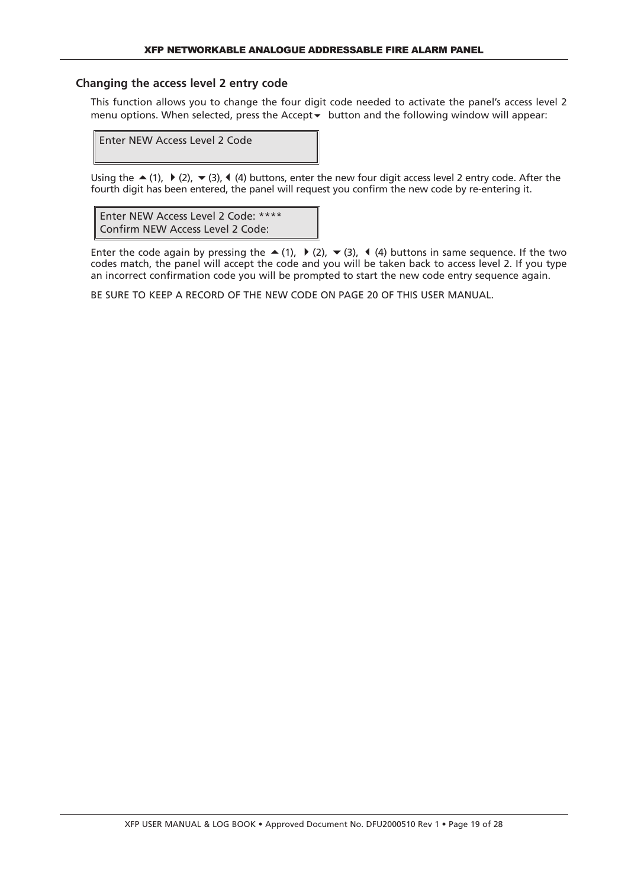## Changing the access level 2 entry code

This function allows you to change the four digit code needed to activate the panel's access level 2 menu options. When selected, press the Accept ▼ button and the following window will appear:

```
Enter NEW Access Level 2 Code
```

Using the ▲ (1), ▶ (2), ▼ (3), ◀ (4) buttons, enter the new four digit access level 2 entry code. After the fourth digit has been entered, the panel will request you confirm the new code by re-entering it.

```
Enter NEW Access Level 2 Code: ****
Confirm NEW Access Level 2 Code:
```

Enter the code again by pressing the ▲ (1), ▶ (2), ▼ (3), ◀ (4) buttons in same sequence. If the two codes match, the panel will accept the code and you will be taken back to access level 2. If you type an incorrect confirmation code you will be prompted to start the new code entry sequence again.

BE SURE TO KEEP A RECORD OF THE NEW CODE ON PAGE 20 OF THIS USER MANUAL.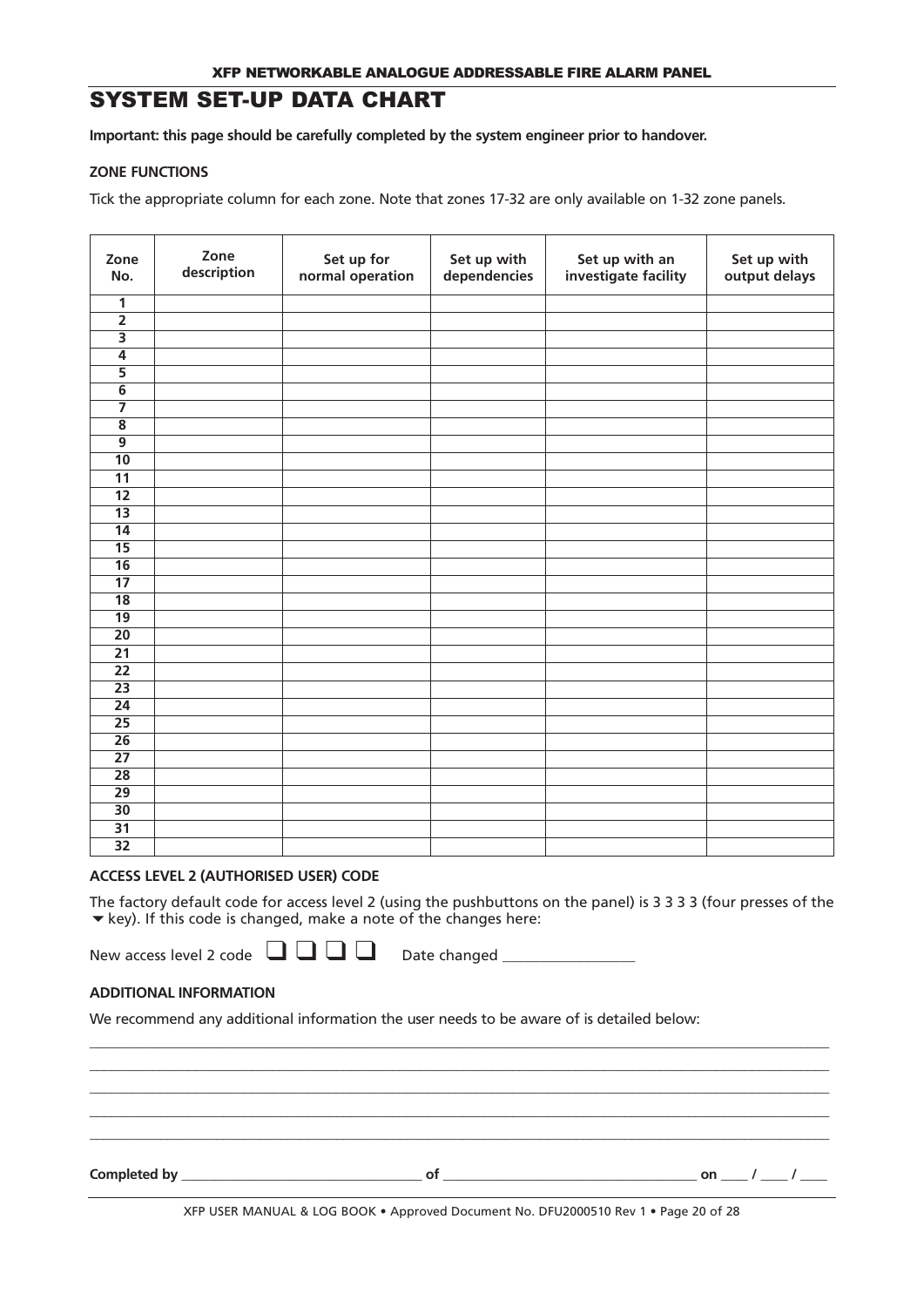# SYSTEM SET-UP DATA CHART

**Important: this page should be carefully completed by the system engineer prior to handover.**

**ZONE FUNCTIONS**

Tick the appropriate column for each zone. Note that zones 17-32 are only available on 1-32 zone panels.

| Zone No. | Zone description | Set up for normal operation | Set up with dependencies | Set up with an investigate facility | Set up with output delays |
|---|---|---|---|---|---|
| 1 | | | | | |
| 2 | | | | | |
| 3 | | | | | |
| 4 | | | | | |
| 5 | | | | | |
| 6 | | | | | |
| 7 | | | | | |
| 8 | | | | | |
| 9 | | | | | |
| 10 | | | | | |
| 11 | | | | | |
| 12 | | | | | |
| 13 | | | | | |
| 14 | | | | | |
| 15 | | | | | |
| 16 | | | | | |
| 17 | | | | | |
| 18 | | | | | |
| 19 | | | | | |
| 20 | | | | | |
| 21 | | | | | |
| 22 | | | | | |
| 23 | | | | | |
| 24 | | | | | |
| 25 | | | | | |
| 26 | | | | | |
| 27 | | | | | |
| 28 | | | | | |
| 29 | | | | | |
| 30 | | | | | |
| 31 | | | | | |
| 32 | | | | | |

**ACCESS LEVEL 2 (AUTHORISED USER) CODE**

The factory default code for access level 2 (using the pushbuttons on the panel) is 3 3 3 3 (four presses of the ▼ key). If this code is changed, make a note of the changes here:

New access level 2 code ❑ ❑ ❑ ❑ Date changed _________________

**ADDITIONAL INFORMATION**

We recommend any additional information the user needs to be aware of is detailed below:

_______________________________________________________________________________________________

_______________________________________________________________________________________________

_______________________________________________________________________________________________

_______________________________________________________________________________________________

_______________________________________________________________________________________________

**Completed by** _________________________________ **of** ___________________________________ **on** ____ / ____ / ____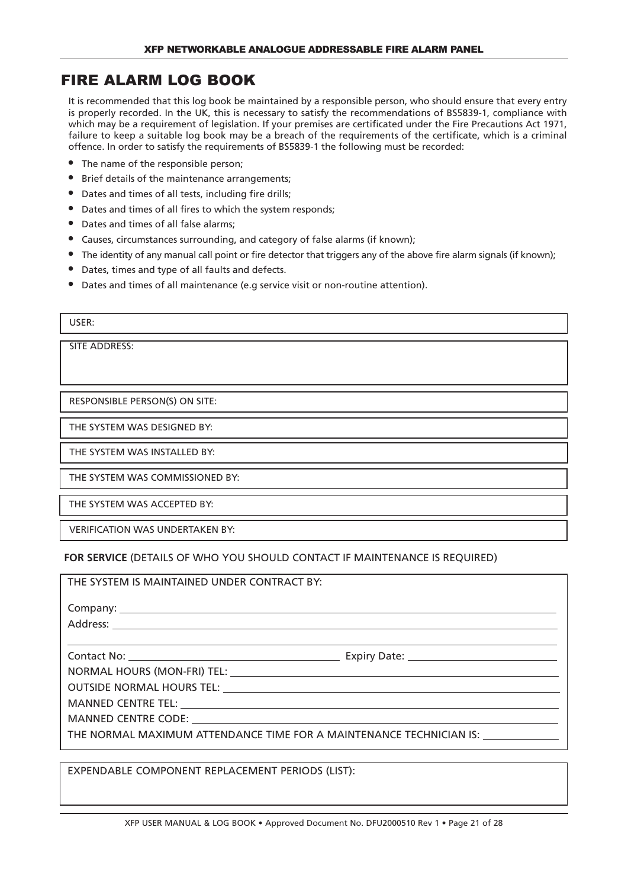# FIRE ALARM LOG BOOK

It is recommended that this log book be maintained by a responsible person, who should ensure that every entry is properly recorded. In the UK, this is necessary to satisfy the recommendations of BS5839-1, compliance with which may be a requirement of legislation. If your premises are certificated under the Fire Precautions Act 1971, failure to keep a suitable log book may be a breach of the requirements of the certificate, which is a criminal offence. In order to satisfy the requirements of BS5839-1 the following must be recorded:

- The name of the responsible person;
- Brief details of the maintenance arrangements;
- Dates and times of all tests, including fire drills;
- Dates and times of all fires to which the system responds;
- Dates and times of all false alarms;
- Causes, circumstances surrounding, and category of false alarms (if known);
- The identity of any manual call point or fire detector that triggers any of the above fire alarm signals (if known);
- Dates, times and type of all faults and defects.
- Dates and times of all maintenance (e.g service visit or non-routine attention).

USER:

SITE ADDRESS:

RESPONSIBLE PERSON(S) ON SITE:

THE SYSTEM WAS DESIGNED BY:

THE SYSTEM WAS INSTALLED BY:

THE SYSTEM WAS COMMISSIONED BY:

THE SYSTEM WAS ACCEPTED BY:

VERIFICATION WAS UNDERTAKEN BY:

**FOR SERVICE** (DETAILS OF WHO YOU SHOULD CONTACT IF MAINTENANCE IS REQUIRED)

THE SYSTEM IS MAINTAINED UNDER CONTRACT BY:

Company: ____________________

Address: ____________________

____________________

Contact No: ____________________ Expiry Date: ____________________

NORMAL HOURS (MON-FRI) TEL: ____________________

OUTSIDE NORMAL HOURS TEL: ____________________

MANNED CENTRE TEL: ____________________

MANNED CENTRE CODE: ____________________

THE NORMAL MAXIMUM ATTENDANCE TIME FOR A MAINTENANCE TECHNICIAN IS: ____________

EXPENDABLE COMPONENT REPLACEMENT PERIODS (LIST):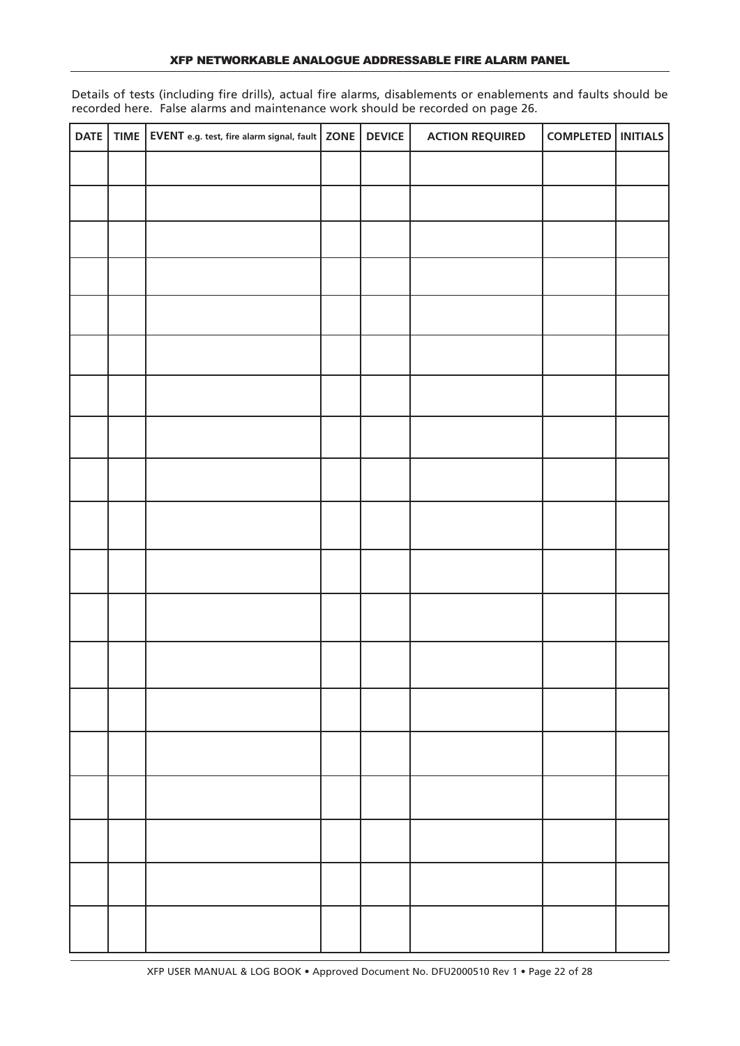Details of tests (including fire drills), actual fire alarms, disablements or enablements and faults should be recorded here. False alarms and maintenance work should be recorded on page 26.

| DATE | TIME | EVENT e.g. test, fire alarm signal, fault | ZONE | DEVICE | ACTION REQUIRED | COMPLETED | INITIALS |
|---|---|---|---|---|---|---|---|
| | | | | | | | |
| | | | | | | | |
| | | | | | | | |
| | | | | | | | |
| | | | | | | | |
| | | | | | | | |
| | | | | | | | |
| | | | | | | | |
| | | | | | | | |
| | | | | | | | |
| | | | | | | | |
| | | | | | | | |
| | | | | | | | |
| | | | | | | | |
| | | | | | | | |
| | | | | | | | |
| | | | | | | | |
| | | | | | | | |
| | | | | | | | |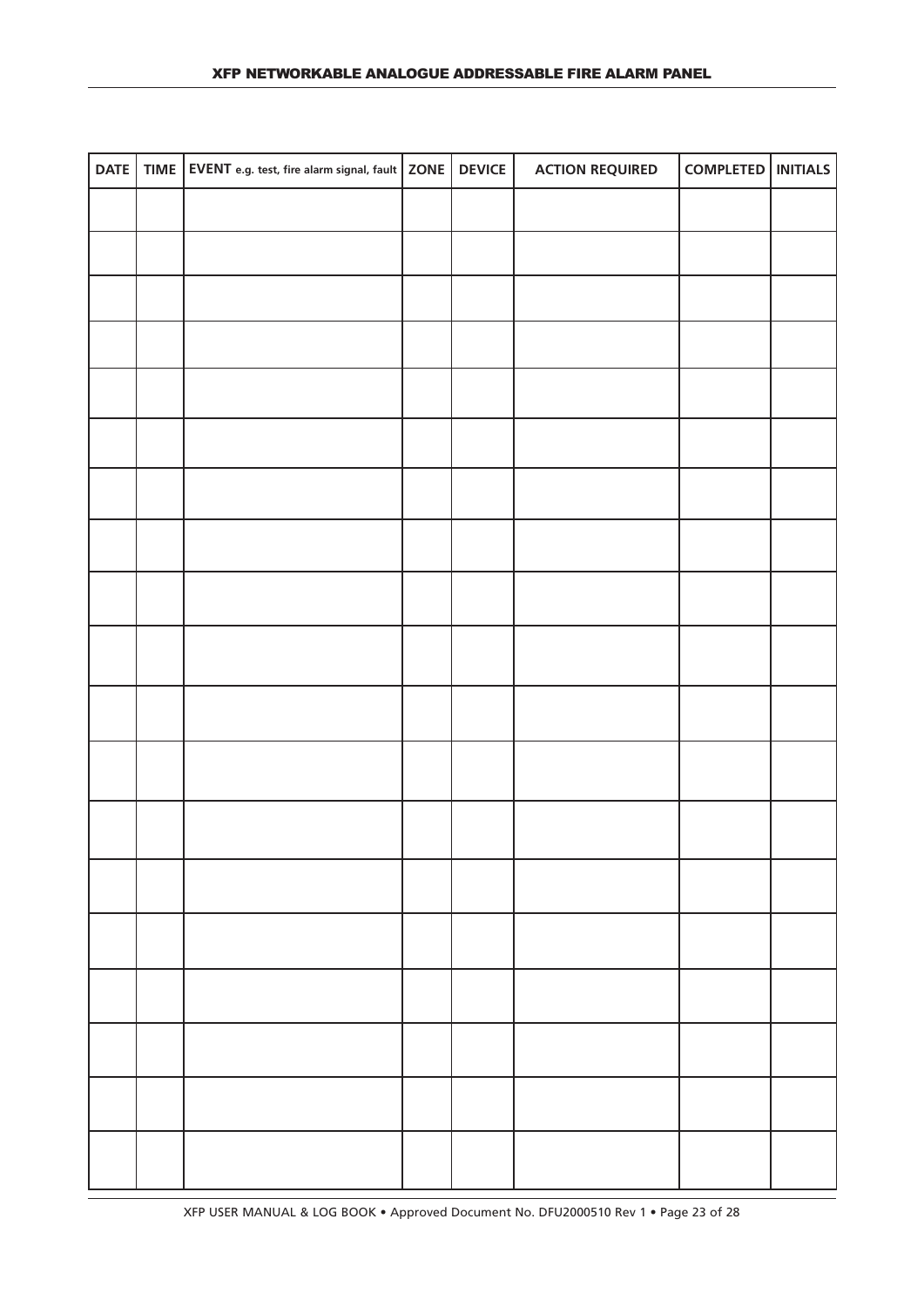| DATE | TIME | EVENT e.g. test, fire alarm signal, fault | ZONE | DEVICE | ACTION REQUIRED | COMPLETED | INITIALS |
|---|---|---|---|---|---|---|---|
| | | | | | | | |
| | | | | | | | |
| | | | | | | | |
| | | | | | | | |
| | | | | | | | |
| | | | | | | | |
| | | | | | | | |
| | | | | | | | |
| | | | | | | | |
| | | | | | | | |
| | | | | | | | |
| | | | | | | | |
| | | | | | | | |
| | | | | | | | |
| | | | | | | | |
| | | | | | | | |
| | | | | | | | |
| | | | | | | | |
| | | | | | | | |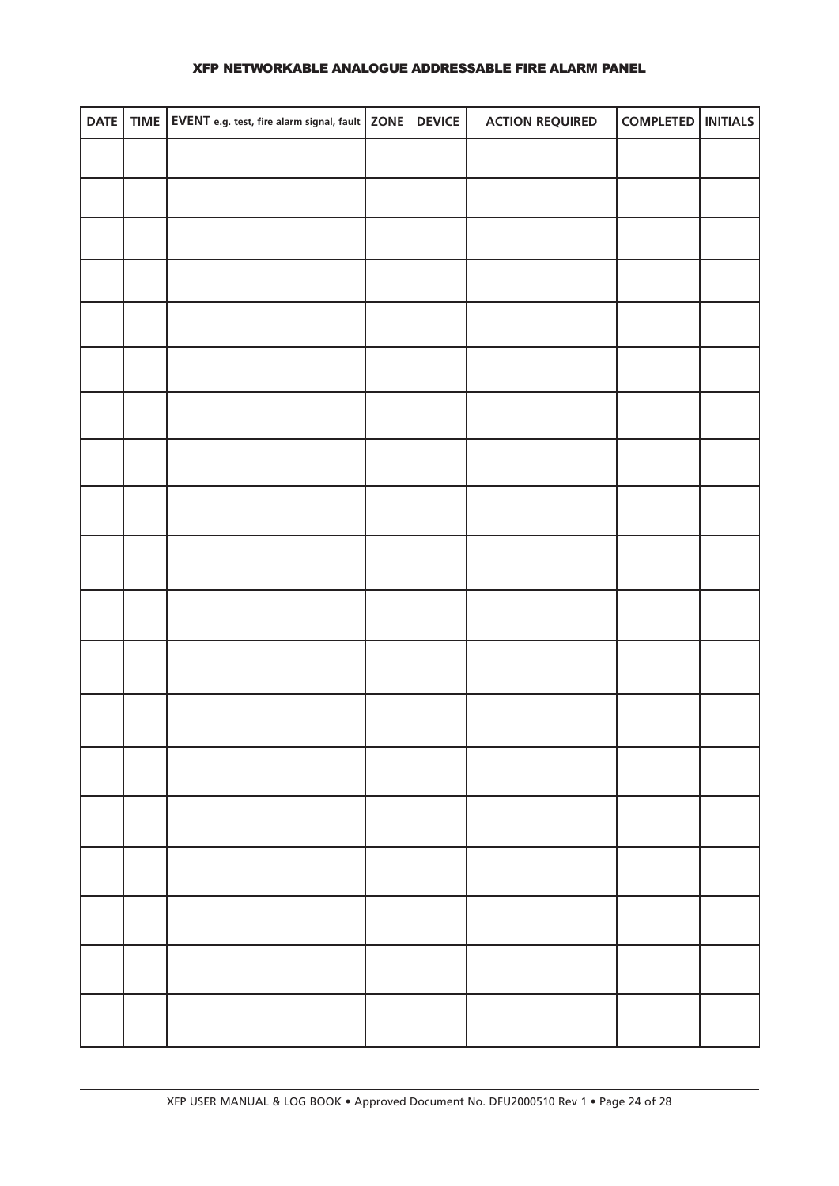| DATE | TIME | EVENT e.g. test, fire alarm signal, fault | ZONE | DEVICE | ACTION REQUIRED | COMPLETED | INITIALS |
|---|---|---|---|---|---|---|---|
| | | | | | | | |
| | | | | | | | |
| | | | | | | | |
| | | | | | | | |
| | | | | | | | |
| | | | | | | | |
| | | | | | | | |
| | | | | | | | |
| | | | | | | | |
| | | | | | | | |
| | | | | | | | |
| | | | | | | | |
| | | | | | | | |
| | | | | | | | |
| | | | | | | | |
| | | | | | | | |
| | | | | | | | |
| | | | | | | | |
| | | | | | | | |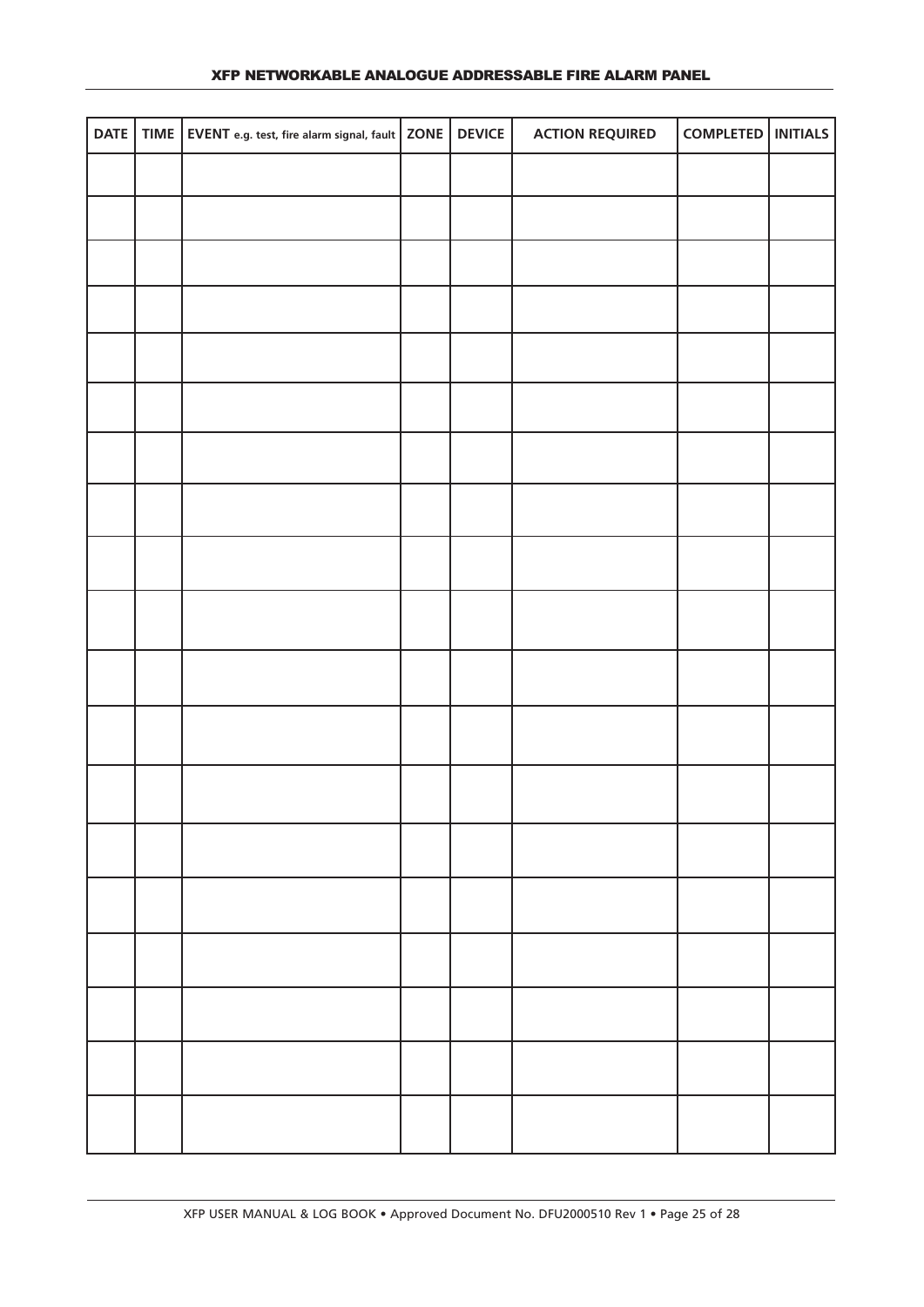| DATE | TIME | EVENT e.g. test, fire alarm signal, fault | ZONE | DEVICE | ACTION REQUIRED | COMPLETED | INITIALS |
|---|---|---|---|---|---|---|---|
| | | | | | | | |
| | | | | | | | |
| | | | | | | | |
| | | | | | | | |
| | | | | | | | |
| | | | | | | | |
| | | | | | | | |
| | | | | | | | |
| | | | | | | | |
| | | | | | | | |
| | | | | | | | |
| | | | | | | | |
| | | | | | | | |
| | | | | | | | |
| | | | | | | | |
| | | | | | | | |
| | | | | | | | |
| | | | | | | | |
| | | | | | | | |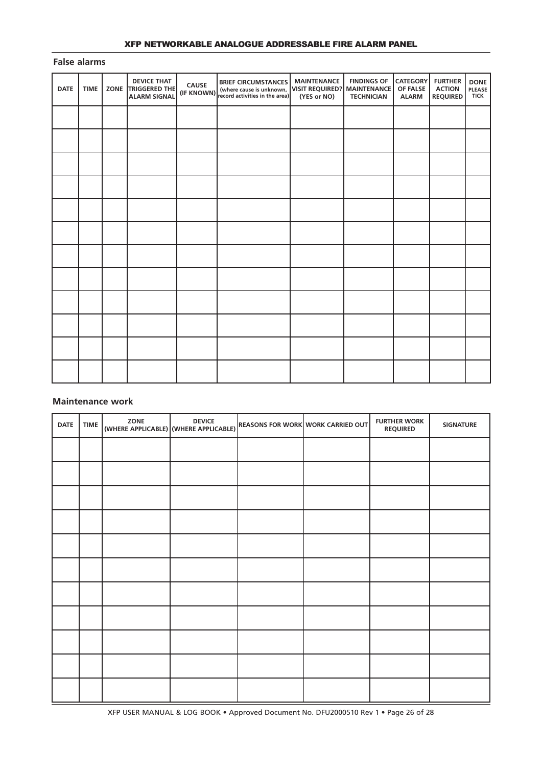## False alarms

| DATE | TIME | ZONE | DEVICE THAT TRIGGERED THE ALARM SIGNAL | CAUSE (IF KNOWN) | BRIEF CIRCUMSTANCES (where cause is unknown, record activities in the area) | MAINTENANCE VISIT REQUIRED? (YES or NO) | FINDINGS OF MAINTENANCE TECHNICIAN | CATEGORY OF FALSE ALARM | FURTHER ACTION REQUIRED | DONE PLEASE TICK |
|---|---|---|---|---|---|---|---|---|---|---|
| | | | | | | | | | | |
| | | | | | | | | | | |
| | | | | | | | | | | |
| | | | | | | | | | | |
| | | | | | | | | | | |
| | | | | | | | | | | |
| | | | | | | | | | | |
| | | | | | | | | | | |
| | | | | | | | | | | |
| | | | | | | | | | | |
| | | | | | | | | | | |
| | | | | | | | | | | |

## Maintenance work

| DATE | TIME | ZONE (WHERE APPLICABLE) | DEVICE (WHERE APPLICABLE) | REASONS FOR WORK | WORK CARRIED OUT | FURTHER WORK REQUIRED | SIGNATURE |
|---|---|---|---|---|---|---|---|
| | | | | | | | |
| | | | | | | | |
| | | | | | | | |
| | | | | | | | |
| | | | | | | | |
| | | | | | | | |
| | | | | | | | |
| | | | | | | | |
| | | | | | | | |
| | | | | | | | |
| | | | | | | | |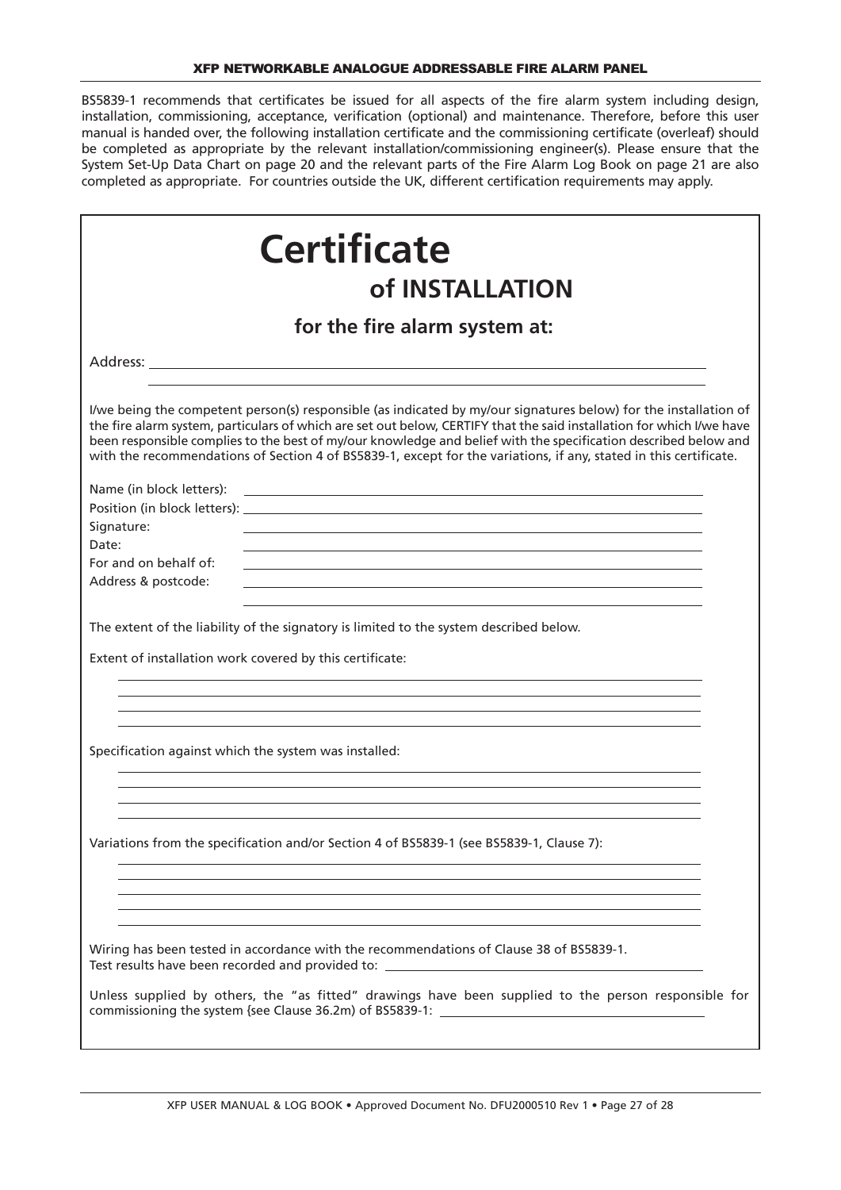BS5839-1 recommends that certificates be issued for all aspects of the fire alarm system including design, installation, commissioning, acceptance, verification (optional) and maintenance. Therefore, before this user manual is handed over, the following installation certificate and the commissioning certificate (overleaf) should be completed as appropriate by the relevant installation/commissioning engineer(s). Please ensure that the System Set-Up Data Chart on page 20 and the relevant parts of the Fire Alarm Log Book on page 21 are also completed as appropriate. For countries outside the UK, different certification requirements may apply.

# Certificate

## of INSTALLATION

### for the fire alarm system at:

Address: \_\_\_\_\_\_\_\_\_\_\_\_\_\_\_\_\_\_\_\_\_\_\_\_\_\_\_\_\_\_\_\_\_\_\_\_\_\_\_\_

\_\_\_\_\_\_\_\_\_\_\_\_\_\_\_\_\_\_\_\_\_\_\_\_\_\_\_\_\_\_\_\_\_\_\_\_\_\_\_\_

I/we being the competent person(s) responsible (as indicated by my/our signatures below) for the installation of the fire alarm system, particulars of which are set out below, CERTIFY that the said installation for which I/we have been responsible complies to the best of my/our knowledge and belief with the specification described below and with the recommendations of Section 4 of BS5839-1, except for the variations, if any, stated in this certificate.

Name (in block letters): \_\_\_\_\_\_\_\_\_\_\_\_\_\_\_\_\_\_\_\_\_\_\_\_\_\_\_\_\_\_\_\_\_\_\_\_\_\_\_\_

Position (in block letters): \_\_\_\_\_\_\_\_\_\_\_\_\_\_\_\_\_\_\_\_\_\_\_\_\_\_\_\_\_\_\_\_\_\_\_\_\_\_\_\_

Signature: \_\_\_\_\_\_\_\_\_\_\_\_\_\_\_\_\_\_\_\_\_\_\_\_\_\_\_\_\_\_\_\_\_\_\_\_\_\_\_\_

Date: \_\_\_\_\_\_\_\_\_\_\_\_\_\_\_\_\_\_\_\_\_\_\_\_\_\_\_\_\_\_\_\_\_\_\_\_\_\_\_\_

For and on behalf of: \_\_\_\_\_\_\_\_\_\_\_\_\_\_\_\_\_\_\_\_\_\_\_\_\_\_\_\_\_\_\_\_\_\_\_\_\_\_\_\_

Address & postcode: \_\_\_\_\_\_\_\_\_\_\_\_\_\_\_\_\_\_\_\_\_\_\_\_\_\_\_\_\_\_\_\_\_\_\_\_\_\_\_\_

\_\_\_\_\_\_\_\_\_\_\_\_\_\_\_\_\_\_\_\_\_\_\_\_\_\_\_\_\_\_\_\_\_\_\_\_\_\_\_\_

The extent of the liability of the signatory is limited to the system described below.

Extent of installation work covered by this certificate:

\_\_\_\_\_\_\_\_\_\_\_\_\_\_\_\_\_\_\_\_\_\_\_\_\_\_\_\_\_\_\_\_\_\_\_\_\_\_\_\_

\_\_\_\_\_\_\_\_\_\_\_\_\_\_\_\_\_\_\_\_\_\_\_\_\_\_\_\_\_\_\_\_\_\_\_\_\_\_\_\_

\_\_\_\_\_\_\_\_\_\_\_\_\_\_\_\_\_\_\_\_\_\_\_\_\_\_\_\_\_\_\_\_\_\_\_\_\_\_\_\_

\_\_\_\_\_\_\_\_\_\_\_\_\_\_\_\_\_\_\_\_\_\_\_\_\_\_\_\_\_\_\_\_\_\_\_\_\_\_\_\_

Specification against which the system was installed:

\_\_\_\_\_\_\_\_\_\_\_\_\_\_\_\_\_\_\_\_\_\_\_\_\_\_\_\_\_\_\_\_\_\_\_\_\_\_\_\_

\_\_\_\_\_\_\_\_\_\_\_\_\_\_\_\_\_\_\_\_\_\_\_\_\_\_\_\_\_\_\_\_\_\_\_\_\_\_\_\_

\_\_\_\_\_\_\_\_\_\_\_\_\_\_\_\_\_\_\_\_\_\_\_\_\_\_\_\_\_\_\_\_\_\_\_\_\_\_\_\_

\_\_\_\_\_\_\_\_\_\_\_\_\_\_\_\_\_\_\_\_\_\_\_\_\_\_\_\_\_\_\_\_\_\_\_\_\_\_\_\_

Variations from the specification and/or Section 4 of BS5839-1 (see BS5839-1, Clause 7):

\_\_\_\_\_\_\_\_\_\_\_\_\_\_\_\_\_\_\_\_\_\_\_\_\_\_\_\_\_\_\_\_\_\_\_\_\_\_\_\_

\_\_\_\_\_\_\_\_\_\_\_\_\_\_\_\_\_\_\_\_\_\_\_\_\_\_\_\_\_\_\_\_\_\_\_\_\_\_\_\_

\_\_\_\_\_\_\_\_\_\_\_\_\_\_\_\_\_\_\_\_\_\_\_\_\_\_\_\_\_\_\_\_\_\_\_\_\_\_\_\_

\_\_\_\_\_\_\_\_\_\_\_\_\_\_\_\_\_\_\_\_\_\_\_\_\_\_\_\_\_\_\_\_\_\_\_\_\_\_\_\_

\_\_\_\_\_\_\_\_\_\_\_\_\_\_\_\_\_\_\_\_\_\_\_\_\_\_\_\_\_\_\_\_\_\_\_\_\_\_\_\_

Wiring has been tested in accordance with the recommendations of Clause 38 of BS5839-1.
Test results have been recorded and provided to: \_\_\_\_\_\_\_\_\_\_\_\_\_\_\_\_\_\_\_\_\_\_\_\_\_\_\_\_\_\_\_\_\_\_\_\_\_\_\_\_

Unless supplied by others, the "as fitted" drawings have been supplied to the person responsible for commissioning the system {see Clause 36.2m) of BS5839-1: \_\_\_\_\_\_\_\_\_\_\_\_\_\_\_\_\_\_\_\_\_\_\_\_\_\_\_\_\_\_\_\_\_\_\_\_\_\_\_\_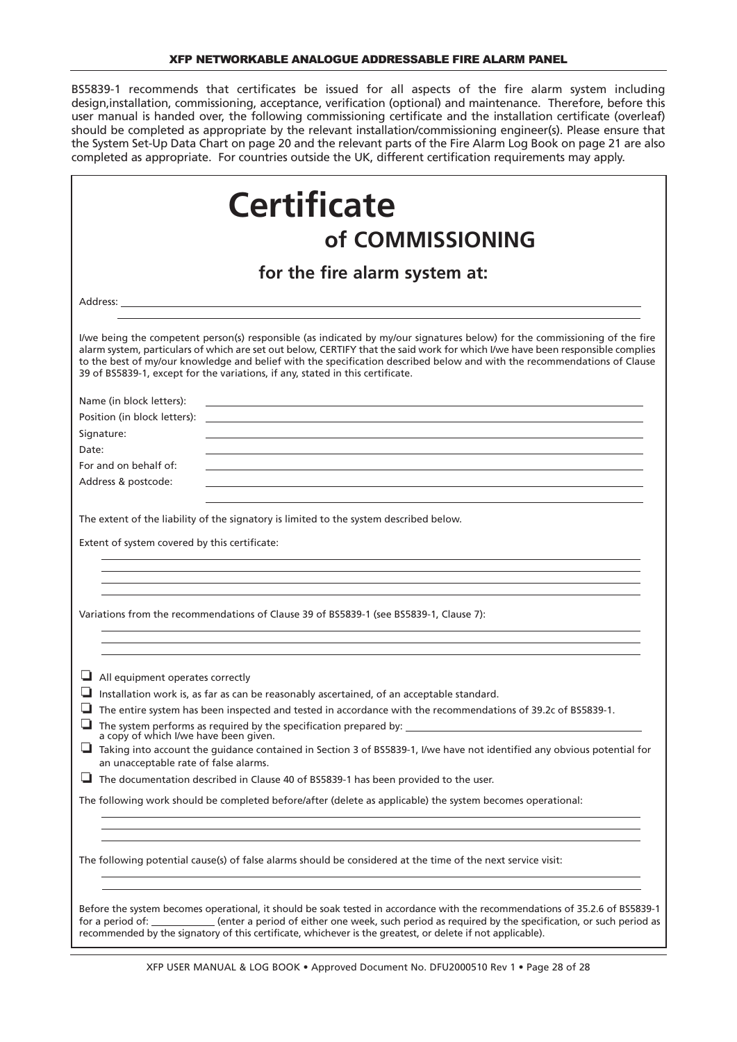BS5839-1 recommends that certificates be issued for all aspects of the fire alarm system including design,installation, commissioning, acceptance, verification (optional) and maintenance. Therefore, before this user manual is handed over, the following commissioning certificate and the installation certificate (overleaf) should be completed as appropriate by the relevant installation/commissioning engineer(s). Please ensure that the System Set-Up Data Chart on page 20 and the relevant parts of the Fire Alarm Log Book on page 21 are also completed as appropriate. For countries outside the UK, different certification requirements may apply.

# Certificate

## of COMMISSIONING

### for the fire alarm system at:

Address: \_\_\_\_\_\_\_\_\_\_\_\_\_\_\_\_\_\_\_\_\_\_\_\_\_\_\_\_\_\_\_\_\_\_\_\_\_\_\_\_

\_\_\_\_\_\_\_\_\_\_\_\_\_\_\_\_\_\_\_\_\_\_\_\_\_\_\_\_\_\_\_\_\_\_\_\_\_\_\_\_

I/we being the competent person(s) responsible (as indicated by my/our signatures below) for the commissioning of the fire alarm system, particulars of which are set out below, CERTIFY that the said work for which I/we have been responsible complies to the best of my/our knowledge and belief with the specification described below and with the recommendations of Clause 39 of BS5839-1, except for the variations, if any, stated in this certificate.

Name (in block letters): \_\_\_\_\_\_\_\_\_\_\_\_\_\_\_\_\_\_\_\_\_\_\_\_\_\_\_\_\_\_\_\_\_\_\_\_\_\_\_\_

Position (in block letters): \_\_\_\_\_\_\_\_\_\_\_\_\_\_\_\_\_\_\_\_\_\_\_\_\_\_\_\_\_\_\_\_\_\_\_\_\_\_\_\_

Signature: \_\_\_\_\_\_\_\_\_\_\_\_\_\_\_\_\_\_\_\_\_\_\_\_\_\_\_\_\_\_\_\_\_\_\_\_\_\_\_\_

Date: \_\_\_\_\_\_\_\_\_\_\_\_\_\_\_\_\_\_\_\_\_\_\_\_\_\_\_\_\_\_\_\_\_\_\_\_\_\_\_\_

For and on behalf of: \_\_\_\_\_\_\_\_\_\_\_\_\_\_\_\_\_\_\_\_\_\_\_\_\_\_\_\_\_\_\_\_\_\_\_\_\_\_\_\_

Address & postcode: \_\_\_\_\_\_\_\_\_\_\_\_\_\_\_\_\_\_\_\_\_\_\_\_\_\_\_\_\_\_\_\_\_\_\_\_\_\_\_\_

\_\_\_\_\_\_\_\_\_\_\_\_\_\_\_\_\_\_\_\_\_\_\_\_\_\_\_\_\_\_\_\_\_\_\_\_\_\_\_\_

The extent of the liability of the signatory is limited to the system described below.

Extent of system covered by this certificate:

\_\_\_\_\_\_\_\_\_\_\_\_\_\_\_\_\_\_\_\_\_\_\_\_\_\_\_\_\_\_\_\_\_\_\_\_\_\_\_\_

\_\_\_\_\_\_\_\_\_\_\_\_\_\_\_\_\_\_\_\_\_\_\_\_\_\_\_\_\_\_\_\_\_\_\_\_\_\_\_\_

\_\_\_\_\_\_\_\_\_\_\_\_\_\_\_\_\_\_\_\_\_\_\_\_\_\_\_\_\_\_\_\_\_\_\_\_\_\_\_\_

\_\_\_\_\_\_\_\_\_\_\_\_\_\_\_\_\_\_\_\_\_\_\_\_\_\_\_\_\_\_\_\_\_\_\_\_\_\_\_\_

Variations from the recommendations of Clause 39 of BS5839-1 (see BS5839-1, Clause 7):

\_\_\_\_\_\_\_\_\_\_\_\_\_\_\_\_\_\_\_\_\_\_\_\_\_\_\_\_\_\_\_\_\_\_\_\_\_\_\_\_

\_\_\_\_\_\_\_\_\_\_\_\_\_\_\_\_\_\_\_\_\_\_\_\_\_\_\_\_\_\_\_\_\_\_\_\_\_\_\_\_

\_\_\_\_\_\_\_\_\_\_\_\_\_\_\_\_\_\_\_\_\_\_\_\_\_\_\_\_\_\_\_\_\_\_\_\_\_\_\_\_

- ❑ All equipment operates correctly
- ❑ Installation work is, as far as can be reasonably ascertained, of an acceptable standard.
- ❑ The entire system has been inspected and tested in accordance with the recommendations of 39.2c of BS5839-1.
- ❑ The system performs as required by the specification prepared by: \_\_\_\_\_\_\_\_\_\_\_\_\_\_\_\_\_\_\_\_ a copy of which I/we have been given.
- ❑ Taking into account the guidance contained in Section 3 of BS5839-1, I/we have not identified any obvious potential for an unacceptable rate of false alarms.
- ❑ The documentation described in Clause 40 of BS5839-1 has been provided to the user.

The following work should be completed before/after (delete as applicable) the system becomes operational:

\_\_\_\_\_\_\_\_\_\_\_\_\_\_\_\_\_\_\_\_\_\_\_\_\_\_\_\_\_\_\_\_\_\_\_\_\_\_\_\_

\_\_\_\_\_\_\_\_\_\_\_\_\_\_\_\_\_\_\_\_\_\_\_\_\_\_\_\_\_\_\_\_\_\_\_\_\_\_\_\_

\_\_\_\_\_\_\_\_\_\_\_\_\_\_\_\_\_\_\_\_\_\_\_\_\_\_\_\_\_\_\_\_\_\_\_\_\_\_\_\_

The following potential cause(s) of false alarms should be considered at the time of the next service visit:

\_\_\_\_\_\_\_\_\_\_\_\_\_\_\_\_\_\_\_\_\_\_\_\_\_\_\_\_\_\_\_\_\_\_\_\_\_\_\_\_

\_\_\_\_\_\_\_\_\_\_\_\_\_\_\_\_\_\_\_\_\_\_\_\_\_\_\_\_\_\_\_\_\_\_\_\_\_\_\_\_

Before the system becomes operational, it should be soak tested in accordance with the recommendations of 35.2.6 of BS5839-1 for a period of: \_\_\_\_\_\_\_\_\_\_\_\_ (enter a period of either one week, such period as required by the specification, or such period as recommended by the signatory of this certificate, whichever is the greatest, or delete if not applicable).